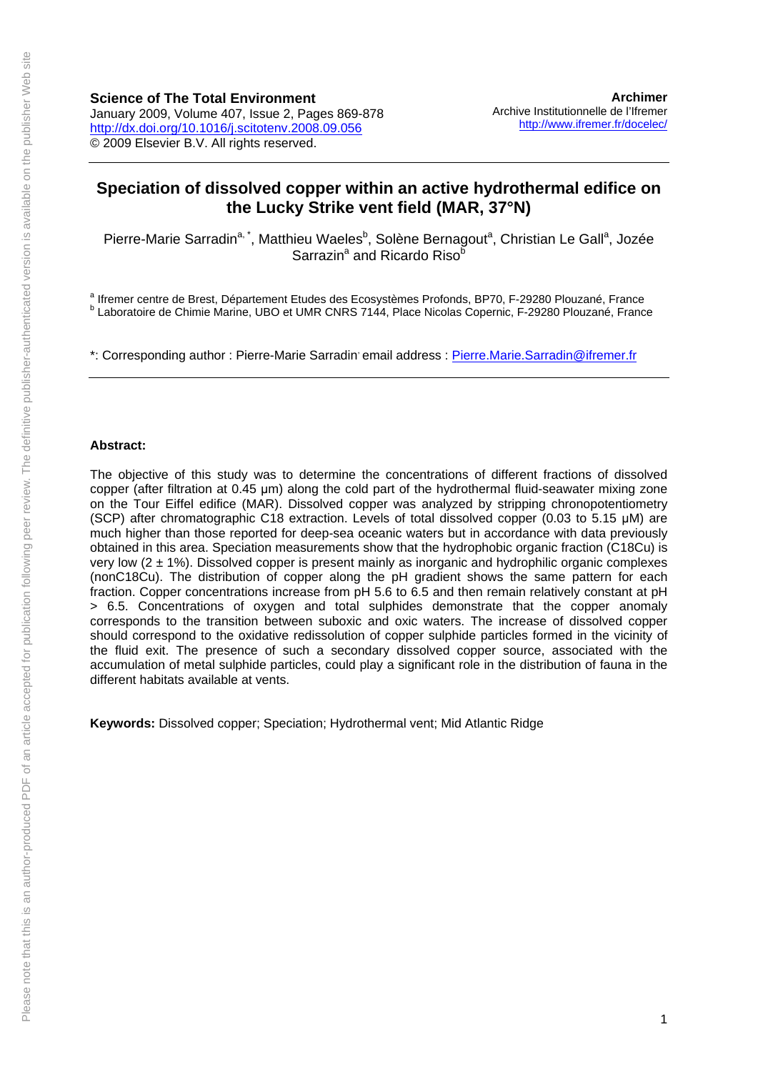**Science of The Total Environment**
January 2009, Volume 407, Issue 2, Pages 869-878
http://dx.doi.org/10.1016/j.scitotenv.2008.09.056
© 2009 Elsevier B.V. All rights reserved.

**Archimer**
Archive Institutionnelle de l'Ifremer
http://www.ifremer.fr/docelec/

# Speciation of dissolved copper within an active hydrothermal edifice on the Lucky Strike vent field (MAR, 37°N)

Pierre-Marie Sarradin[a, *], Matthieu Waeles[b], Solène Bernagout[a], Christian Le Gall[a], Jozée Sarrazin[a] and Ricardo Riso[b]

[a] Ifremer centre de Brest, Département Etudes des Ecosystèmes Profonds, BP70, F-29280 Plouzané, France
[b] Laboratoire de Chimie Marine, UBO et UMR CNRS 7144, Place Nicolas Copernic, F-29280 Plouzané, France

*: Corresponding author : Pierre-Marie Sarradin, email address : Pierre.Marie.Sarradin@ifremer.fr

**Abstract:**

The objective of this study was to determine the concentrations of different fractions of dissolved copper (after filtration at 0.45 µm) along the cold part of the hydrothermal fluid-seawater mixing zone on the Tour Eiffel edifice (MAR). Dissolved copper was analyzed by stripping chronopotentiometry (SCP) after chromatographic C18 extraction. Levels of total dissolved copper (0.03 to 5.15 µM) are much higher than those reported for deep-sea oceanic waters but in accordance with data previously obtained in this area. Speciation measurements show that the hydrophobic organic fraction (C18Cu) is very low (2 ± 1%). Dissolved copper is present mainly as inorganic and hydrophilic organic complexes (nonC18Cu). The distribution of copper along the pH gradient shows the same pattern for each fraction. Copper concentrations increase from pH 5.6 to 6.5 and then remain relatively constant at pH > 6.5. Concentrations of oxygen and total sulphides demonstrate that the copper anomaly corresponds to the transition between suboxic and oxic waters. The increase of dissolved copper should correspond to the oxidative redissolution of copper sulphide particles formed in the vicinity of the fluid exit. The presence of such a secondary dissolved copper source, associated with the accumulation of metal sulphide particles, could play a significant role in the distribution of fauna in the different habitats available at vents.

**Keywords:** Dissolved copper; Speciation; Hydrothermal vent; Mid Atlantic Ridge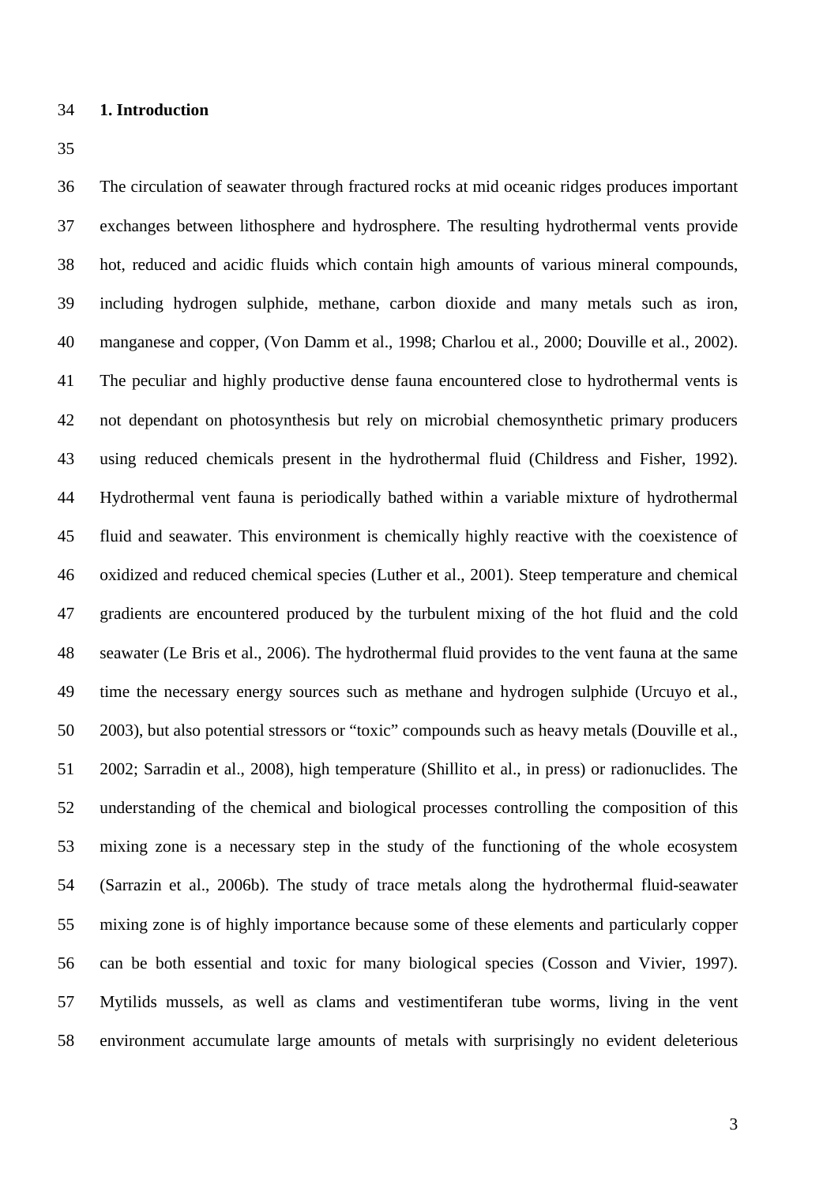## 1. Introduction

The circulation of seawater through fractured rocks at mid oceanic ridges produces important exchanges between lithosphere and hydrosphere. The resulting hydrothermal vents provide hot, reduced and acidic fluids which contain high amounts of various mineral compounds, including hydrogen sulphide, methane, carbon dioxide and many metals such as iron, manganese and copper, (Von Damm et al., 1998; Charlou et al., 2000; Douville et al., 2002). The peculiar and highly productive dense fauna encountered close to hydrothermal vents is not dependant on photosynthesis but rely on microbial chemosynthetic primary producers using reduced chemicals present in the hydrothermal fluid (Childress and Fisher, 1992). Hydrothermal vent fauna is periodically bathed within a variable mixture of hydrothermal fluid and seawater. This environment is chemically highly reactive with the coexistence of oxidized and reduced chemical species (Luther et al., 2001). Steep temperature and chemical gradients are encountered produced by the turbulent mixing of the hot fluid and the cold seawater (Le Bris et al., 2006). The hydrothermal fluid provides to the vent fauna at the same time the necessary energy sources such as methane and hydrogen sulphide (Urcuyo et al., 2003), but also potential stressors or "toxic" compounds such as heavy metals (Douville et al., 2002; Sarradin et al., 2008), high temperature (Shillito et al., in press) or radionuclides. The understanding of the chemical and biological processes controlling the composition of this mixing zone is a necessary step in the study of the functioning of the whole ecosystem (Sarrazin et al., 2006b). The study of trace metals along the hydrothermal fluid-seawater mixing zone is of highly importance because some of these elements and particularly copper can be both essential and toxic for many biological species (Cosson and Vivier, 1997). Mytilids mussels, as well as clams and vestimentiferan tube worms, living in the vent environment accumulate large amounts of metals with surprisingly no evident deleterious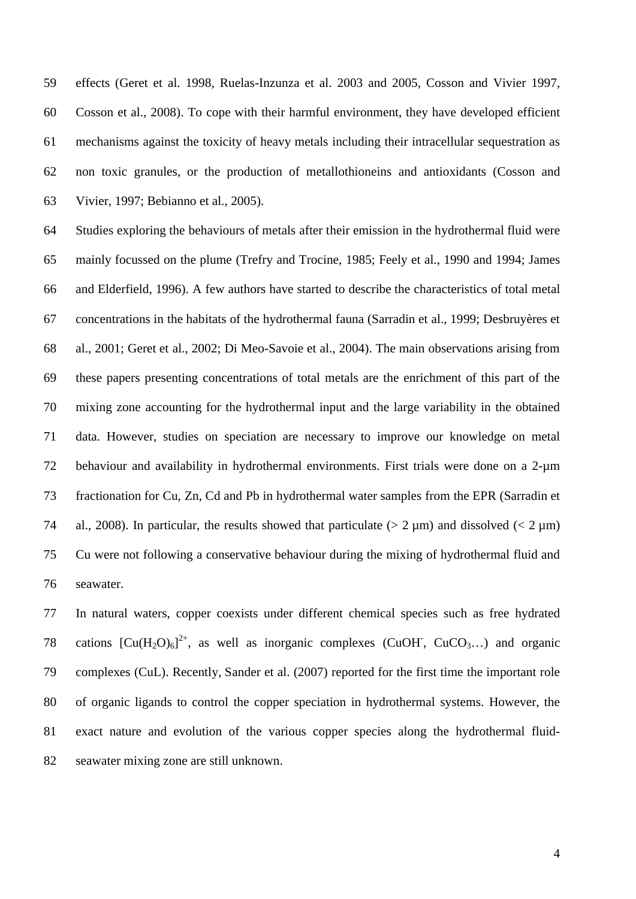effects (Geret et al. 1998, Ruelas-Inzunza et al. 2003 and 2005, Cosson and Vivier 1997, Cosson et al., 2008). To cope with their harmful environment, they have developed efficient mechanisms against the toxicity of heavy metals including their intracellular sequestration as non toxic granules, or the production of metallothioneins and antioxidants (Cosson and Vivier, 1997; Bebianno et al., 2005).

Studies exploring the behaviours of metals after their emission in the hydrothermal fluid were mainly focussed on the plume (Trefry and Trocine, 1985; Feely et al., 1990 and 1994; James and Elderfield, 1996). A few authors have started to describe the characteristics of total metal concentrations in the habitats of the hydrothermal fauna (Sarradin et al., 1999; Desbruyères et al., 2001; Geret et al., 2002; Di Meo-Savoie et al., 2004). The main observations arising from these papers presenting concentrations of total metals are the enrichment of this part of the mixing zone accounting for the hydrothermal input and the large variability in the obtained data. However, studies on speciation are necessary to improve our knowledge on metal behaviour and availability in hydrothermal environments. First trials were done on a 2-µm fractionation for Cu, Zn, Cd and Pb in hydrothermal water samples from the EPR (Sarradin et al., 2008). In particular, the results showed that particulate (> 2 µm) and dissolved (< 2 µm) Cu were not following a conservative behaviour during the mixing of hydrothermal fluid and seawater.

In natural waters, copper coexists under different chemical species such as free hydrated cations $[Cu(H_2O)_6]^{2+}$, as well as inorganic complexes ($CuOH^-$, $CuCO_3$…) and organic complexes (CuL). Recently, Sander et al. (2007) reported for the first time the important role of organic ligands to control the copper speciation in hydrothermal systems. However, the exact nature and evolution of the various copper species along the hydrothermal fluid-seawater mixing zone are still unknown.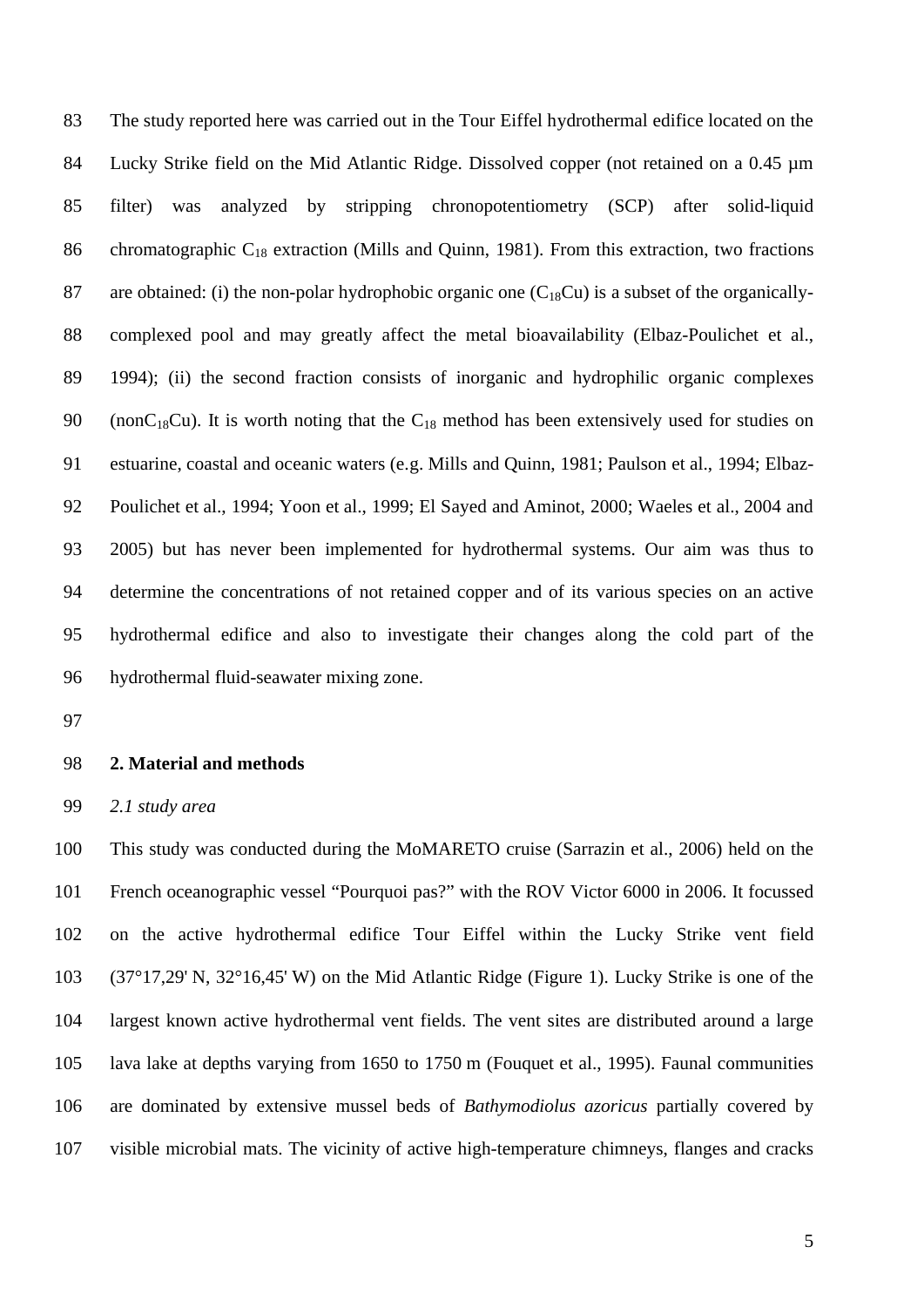The study reported here was carried out in the Tour Eiffel hydrothermal edifice located on the Lucky Strike field on the Mid Atlantic Ridge. Dissolved copper (not retained on a 0.45 µm filter) was analyzed by stripping chronopotentiometry (SCP) after solid-liquid chromatographic $C_{18}$ extraction (Mills and Quinn, 1981). From this extraction, two fractions are obtained: (i) the non-polar hydrophobic organic one ($C_{18}Cu$) is a subset of the organically-complexed pool and may greatly affect the metal bioavailability (Elbaz-Poulichet et al., 1994); (ii) the second fraction consists of inorganic and hydrophilic organic complexes ($nonC_{18}Cu$). It is worth noting that the $C_{18}$ method has been extensively used for studies on estuarine, coastal and oceanic waters (e.g. Mills and Quinn, 1981; Paulson et al., 1994; Elbaz-Poulichet et al., 1994; Yoon et al., 1999; El Sayed and Aminot, 2000; Waeles et al., 2004 and 2005) but has never been implemented for hydrothermal systems. Our aim was thus to determine the concentrations of not retained copper and of its various species on an active hydrothermal edifice and also to investigate their changes along the cold part of the hydrothermal fluid-seawater mixing zone.

## 2. Material and methods

### *2.1 study area*

This study was conducted during the MoMARETO cruise (Sarrazin et al., 2006) held on the French oceanographic vessel “Pourquoi pas?” with the ROV Victor 6000 in 2006. It focussed on the active hydrothermal edifice Tour Eiffel within the Lucky Strike vent field (37°17,29' N, 32°16,45' W) on the Mid Atlantic Ridge (Figure 1). Lucky Strike is one of the largest known active hydrothermal vent fields. The vent sites are distributed around a large lava lake at depths varying from 1650 to 1750 m (Fouquet et al., 1995). Faunal communities are dominated by extensive mussel beds of *Bathymodiolus azoricus* partially covered by visible microbial mats. The vicinity of active high-temperature chimneys, flanges and cracks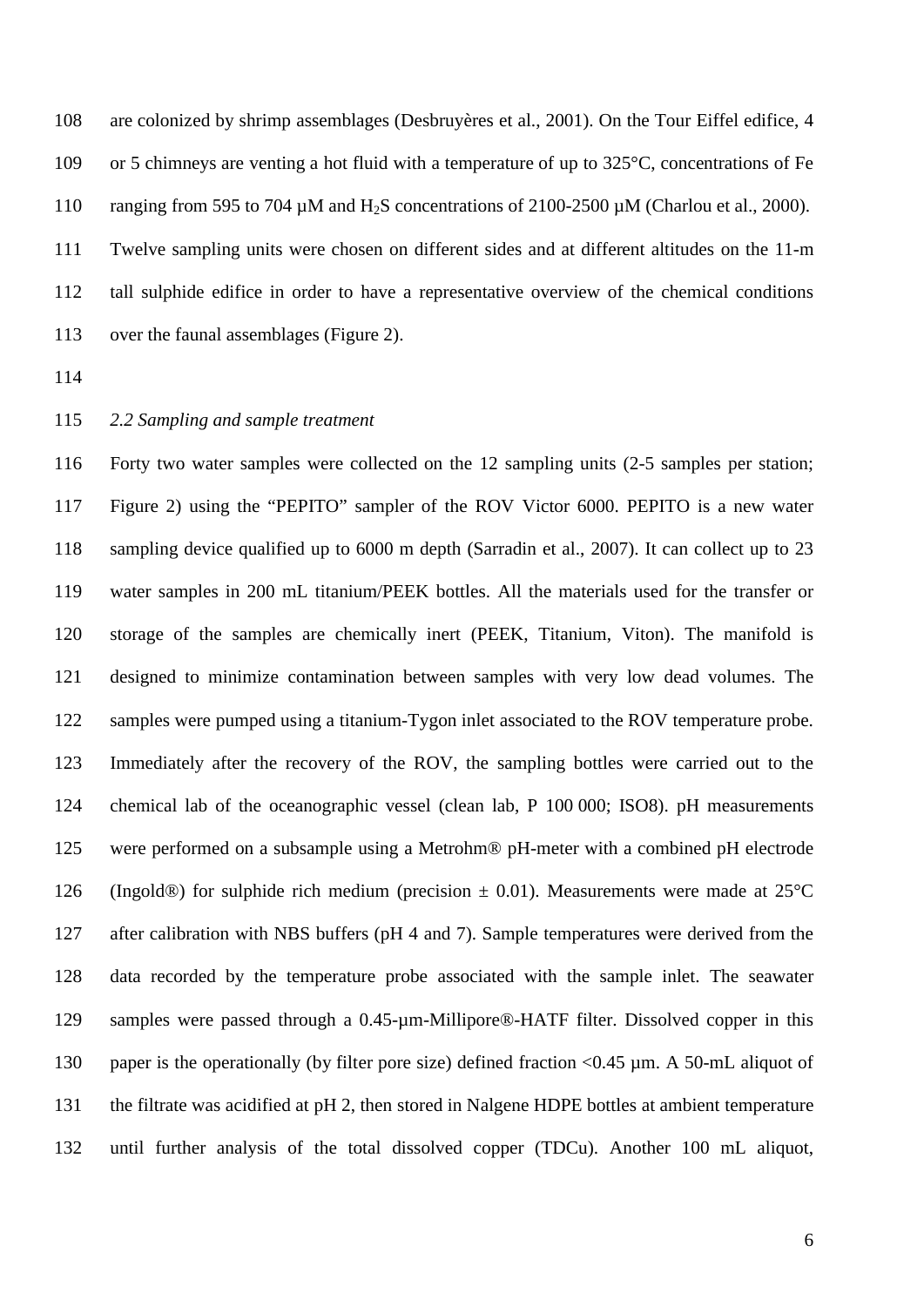are colonized by shrimp assemblages (Desbruyères et al., 2001). On the Tour Eiffel edifice, 4 or 5 chimneys are venting a hot fluid with a temperature of up to 325°C, concentrations of Fe ranging from 595 to 704 µM and $H_2S$ concentrations of 2100-2500 µM (Charlou et al., 2000). Twelve sampling units were chosen on different sides and at different altitudes on the 11-m tall sulphide edifice in order to have a representative overview of the chemical conditions over the faunal assemblages (Figure 2).

### *2.2 Sampling and sample treatment*

Forty two water samples were collected on the 12 sampling units (2-5 samples per station; Figure 2) using the "PEPITO" sampler of the ROV Victor 6000. PEPITO is a new water sampling device qualified up to 6000 m depth (Sarradin et al., 2007). It can collect up to 23 water samples in 200 mL titanium/PEEK bottles. All the materials used for the transfer or storage of the samples are chemically inert (PEEK, Titanium, Viton). The manifold is designed to minimize contamination between samples with very low dead volumes. The samples were pumped using a titanium-Tygon inlet associated to the ROV temperature probe. Immediately after the recovery of the ROV, the sampling bottles were carried out to the chemical lab of the oceanographic vessel (clean lab, P 100 000; ISO8). pH measurements were performed on a subsample using a Metrohm® pH-meter with a combined pH electrode (Ingold®) for sulphide rich medium (precision ± 0.01). Measurements were made at 25°C after calibration with NBS buffers (pH 4 and 7). Sample temperatures were derived from the data recorded by the temperature probe associated with the sample inlet. The seawater samples were passed through a 0.45-µm-Millipore®-HATF filter. Dissolved copper in this paper is the operationally (by filter pore size) defined fraction <0.45 µm. A 50-mL aliquot of the filtrate was acidified at pH 2, then stored in Nalgene HDPE bottles at ambient temperature until further analysis of the total dissolved copper (TDCu). Another 100 mL aliquot,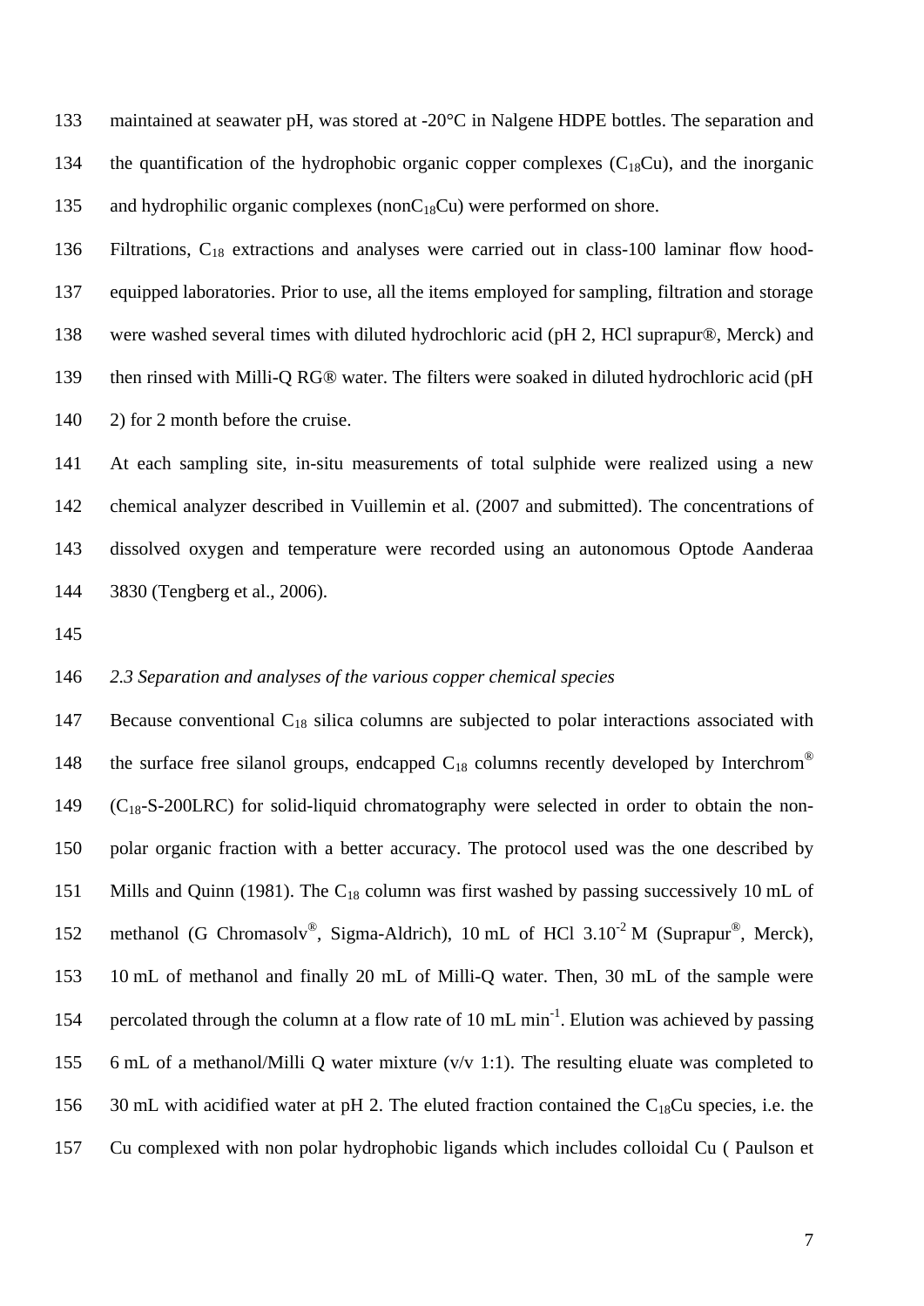maintained at seawater pH, was stored at -20°C in Nalgene HDPE bottles. The separation and the quantification of the hydrophobic organic copper complexes ($C_{18}Cu$), and the inorganic and hydrophilic organic complexes ($nonC_{18}Cu$) were performed on shore.

Filtrations, $C_{18}$ extractions and analyses were carried out in class-100 laminar flow hood-equipped laboratories. Prior to use, all the items employed for sampling, filtration and storage were washed several times with diluted hydrochloric acid (pH 2, HCl suprapur®, Merck) and then rinsed with Milli-Q RG® water. The filters were soaked in diluted hydrochloric acid (pH 2) for 2 month before the cruise.

At each sampling site, in-situ measurements of total sulphide were realized using a new chemical analyzer described in Vuillemin et al. (2007 and submitted). The concentrations of dissolved oxygen and temperature were recorded using an autonomous Optode Aanderaa 3830 (Tengberg et al., 2006).

*2.3 Separation and analyses of the various copper chemical species*

Because conventional $C_{18}$ silica columns are subjected to polar interactions associated with the surface free silanol groups, endcapped $C_{18}$ columns recently developed by Interchrom® ($C_{18}$-S-200LRC) for solid-liquid chromatography were selected in order to obtain the non-polar organic fraction with a better accuracy. The protocol used was the one described by Mills and Quinn (1981). The $C_{18}$ column was first washed by passing successively 10 mL of methanol (G Chromasolv®, Sigma-Aldrich), 10 mL of HCl $3.10^{-2}$ M (Suprapur®, Merck), 10 mL of methanol and finally 20 mL of Milli-Q water. Then, 30 mL of the sample were percolated through the column at a flow rate of 10 mL $min^{-1}$. Elution was achieved by passing 6 mL of a methanol/Milli Q water mixture (v/v 1:1). The resulting eluate was completed to 30 mL with acidified water at pH 2. The eluted fraction contained the $C_{18}Cu$ species, i.e. the Cu complexed with non polar hydrophobic ligands which includes colloidal Cu ( Paulson et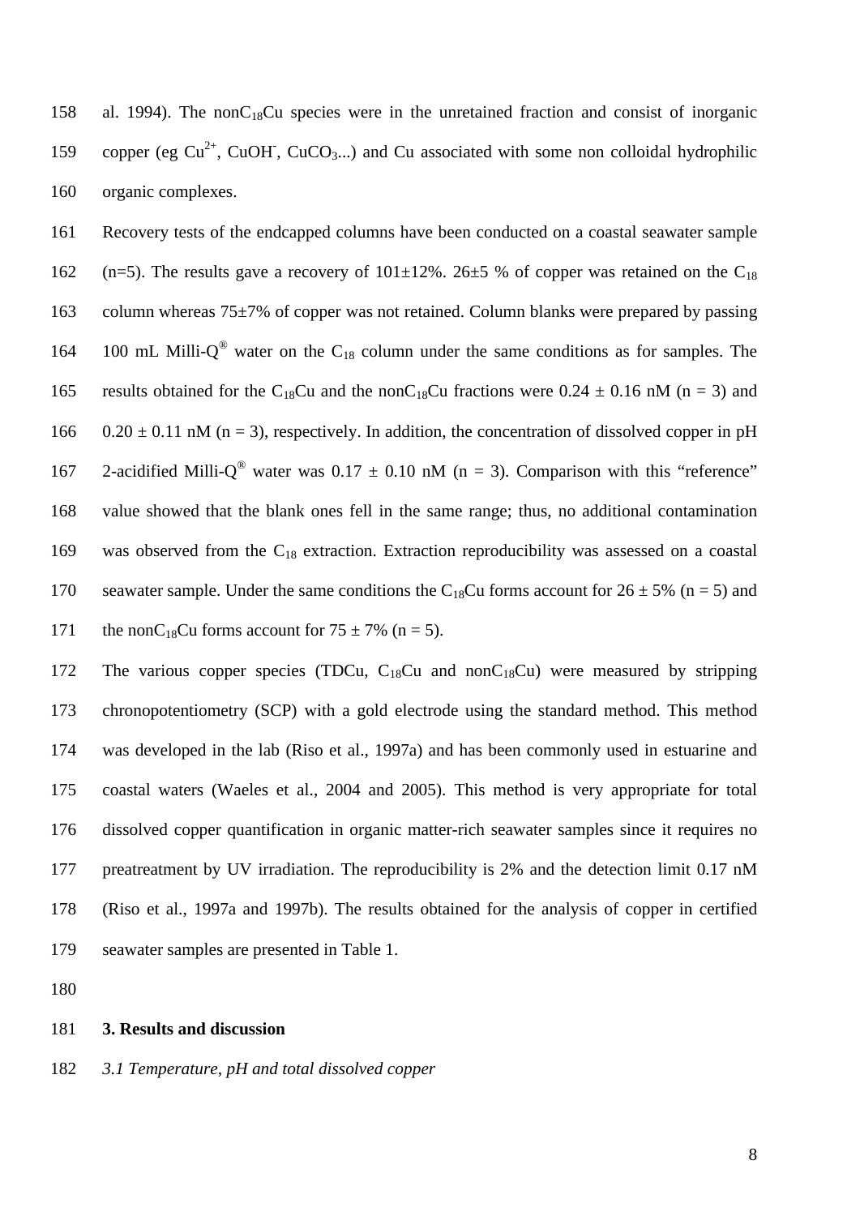al. 1994). The non$C_{18}$Cu species were in the unretained fraction and consist of inorganic copper (eg $Cu^{2+}$, $CuOH^-$, $CuCO_3$...) and Cu associated with some non colloidal hydrophilic organic complexes.

Recovery tests of the endcapped columns have been conducted on a coastal seawater sample (n=5). The results gave a recovery of 101±12%. 26±5 % of copper was retained on the $C_{18}$ column whereas 75±7% of copper was not retained. Column blanks were prepared by passing 100 mL Milli-Q® water on the $C_{18}$ column under the same conditions as for samples. The results obtained for the $C_{18}$Cu and the non$C_{18}$Cu fractions were 0.24 ± 0.16 nM (n = 3) and 0.20 ± 0.11 nM (n = 3), respectively. In addition, the concentration of dissolved copper in pH 2-acidified Milli-Q® water was 0.17 ± 0.10 nM (n = 3). Comparison with this "reference" value showed that the blank ones fell in the same range; thus, no additional contamination was observed from the $C_{18}$ extraction. Extraction reproducibility was assessed on a coastal seawater sample. Under the same conditions the $C_{18}$Cu forms account for 26 ± 5% (n = 5) and the non$C_{18}$Cu forms account for 75 ± 7% (n = 5).

The various copper species (TDCu, $C_{18}$Cu and non$C_{18}$Cu) were measured by stripping chronopotentiometry (SCP) with a gold electrode using the standard method. This method was developed in the lab (Riso et al., 1997a) and has been commonly used in estuarine and coastal waters (Waeles et al., 2004 and 2005). This method is very appropriate for total dissolved copper quantification in organic matter-rich seawater samples since it requires no preatreatment by UV irradiation. The reproducibility is 2% and the detection limit 0.17 nM (Riso et al., 1997a and 1997b). The results obtained for the analysis of copper in certified seawater samples are presented in Table 1.

## 3. Results and discussion

### *3.1 Temperature, pH and total dissolved copper*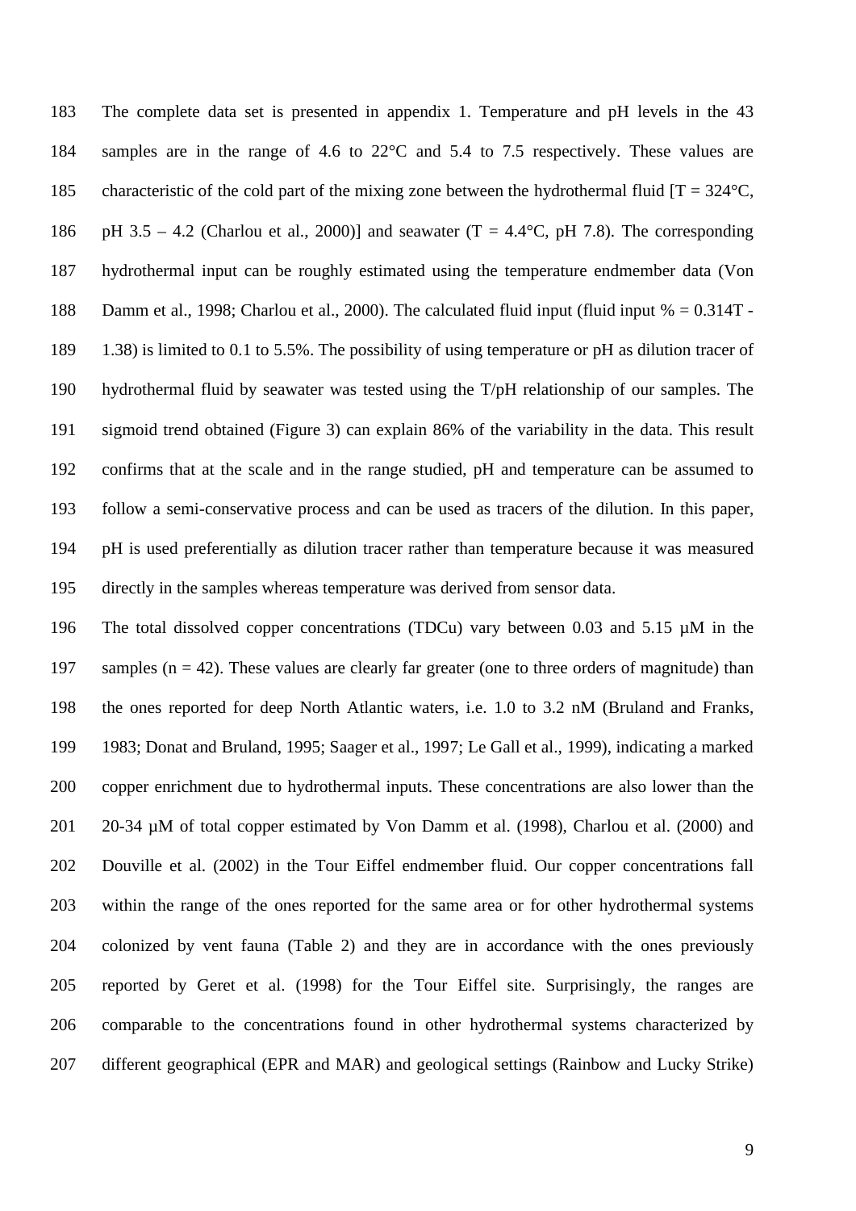The complete data set is presented in appendix 1. Temperature and pH levels in the 43 samples are in the range of 4.6 to 22°C and 5.4 to 7.5 respectively. These values are characteristic of the cold part of the mixing zone between the hydrothermal fluid [T = 324°C, pH 3.5 – 4.2 (Charlou et al., 2000)] and seawater (T = 4.4°C, pH 7.8). The corresponding hydrothermal input can be roughly estimated using the temperature endmember data (Von Damm et al., 1998; Charlou et al., 2000). The calculated fluid input (fluid input % = 0.314T - 1.38) is limited to 0.1 to 5.5%. The possibility of using temperature or pH as dilution tracer of hydrothermal fluid by seawater was tested using the T/pH relationship of our samples. The sigmoid trend obtained (Figure 3) can explain 86% of the variability in the data. This result confirms that at the scale and in the range studied, pH and temperature can be assumed to follow a semi-conservative process and can be used as tracers of the dilution. In this paper, pH is used preferentially as dilution tracer rather than temperature because it was measured directly in the samples whereas temperature was derived from sensor data.

The total dissolved copper concentrations (TDCu) vary between 0.03 and 5.15 µM in the samples (n = 42). These values are clearly far greater (one to three orders of magnitude) than the ones reported for deep North Atlantic waters, i.e. 1.0 to 3.2 nM (Bruland and Franks, 1983; Donat and Bruland, 1995; Saager et al., 1997; Le Gall et al., 1999), indicating a marked copper enrichment due to hydrothermal inputs. These concentrations are also lower than the 20-34 µM of total copper estimated by Von Damm et al. (1998), Charlou et al. (2000) and Douville et al. (2002) in the Tour Eiffel endmember fluid. Our copper concentrations fall within the range of the ones reported for the same area or for other hydrothermal systems colonized by vent fauna (Table 2) and they are in accordance with the ones previously reported by Geret et al. (1998) for the Tour Eiffel site. Surprisingly, the ranges are comparable to the concentrations found in other hydrothermal systems characterized by different geographical (EPR and MAR) and geological settings (Rainbow and Lucky Strike)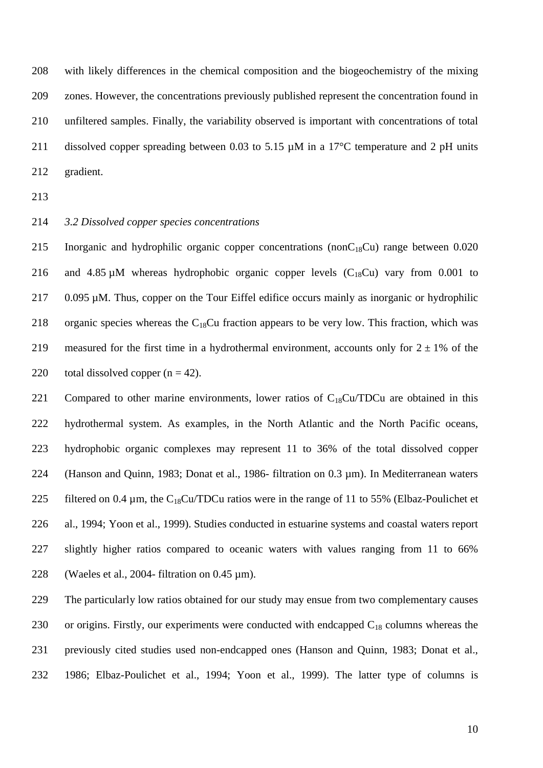with likely differences in the chemical composition and the biogeochemistry of the mixing zones. However, the concentrations previously published represent the concentration found in unfiltered samples. Finally, the variability observed is important with concentrations of total dissolved copper spreading between 0.03 to 5.15 µM in a 17°C temperature and 2 pH units gradient.

### *3.2 Dissolved copper species concentrations*

Inorganic and hydrophilic organic copper concentrations (non$C_{18}$Cu) range between 0.020 and 4.85 µM whereas hydrophobic organic copper levels ($C_{18}$Cu) vary from 0.001 to 0.095 µM. Thus, copper on the Tour Eiffel edifice occurs mainly as inorganic or hydrophilic organic species whereas the $C_{18}$Cu fraction appears to be very low. This fraction, which was measured for the first time in a hydrothermal environment, accounts only for $2 \pm 1\%$ of the total dissolved copper ($n = 42$).

Compared to other marine environments, lower ratios of $C_{18}$Cu/TDCu are obtained in this hydrothermal system. As examples, in the North Atlantic and the North Pacific oceans, hydrophobic organic complexes may represent 11 to 36% of the total dissolved copper (Hanson and Quinn, 1983; Donat et al., 1986- filtration on 0.3 µm). In Mediterranean waters filtered on 0.4 µm, the $C_{18}$Cu/TDCu ratios were in the range of 11 to 55% (Elbaz-Poulichet et al., 1994; Yoon et al., 1999). Studies conducted in estuarine systems and coastal waters report slightly higher ratios compared to oceanic waters with values ranging from 11 to 66% (Waeles et al., 2004- filtration on 0.45 µm).

The particularly low ratios obtained for our study may ensue from two complementary causes or origins. Firstly, our experiments were conducted with endcapped $C_{18}$ columns whereas the previously cited studies used non-endcapped ones (Hanson and Quinn, 1983; Donat et al., 1986; Elbaz-Poulichet et al., 1994; Yoon et al., 1999). The latter type of columns is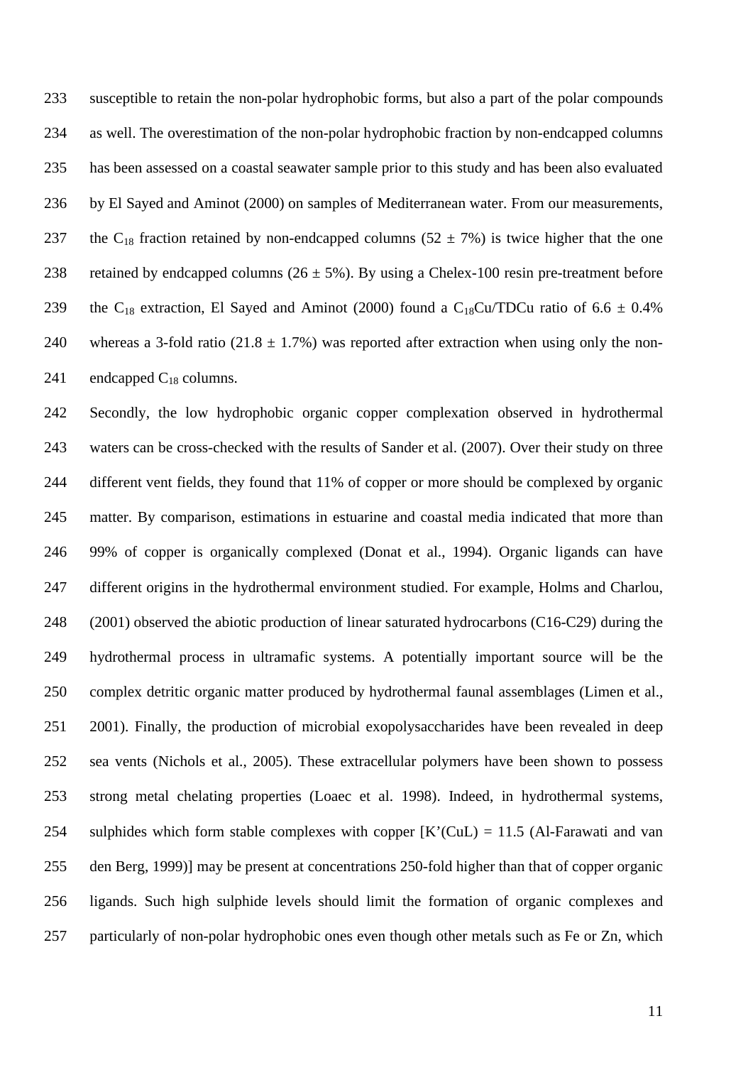susceptible to retain the non-polar hydrophobic forms, but also a part of the polar compounds as well. The overestimation of the non-polar hydrophobic fraction by non-endcapped columns has been assessed on a coastal seawater sample prior to this study and has been also evaluated by El Sayed and Aminot (2000) on samples of Mediterranean water. From our measurements, the $C_{18}$ fraction retained by non-endcapped columns (52 ± 7%) is twice higher that the one retained by endcapped columns (26 ± 5%). By using a Chelex-100 resin pre-treatment before the $C_{18}$ extraction, El Sayed and Aminot (2000) found a $C_{18}$Cu/TDCu ratio of 6.6 ± 0.4% whereas a 3-fold ratio (21.8 ± 1.7%) was reported after extraction when using only the non-endcapped $C_{18}$ columns.

Secondly, the low hydrophobic organic copper complexation observed in hydrothermal waters can be cross-checked with the results of Sander et al. (2007). Over their study on three different vent fields, they found that 11% of copper or more should be complexed by organic matter. By comparison, estimations in estuarine and coastal media indicated that more than 99% of copper is organically complexed (Donat et al., 1994). Organic ligands can have different origins in the hydrothermal environment studied. For example, Holms and Charlou, (2001) observed the abiotic production of linear saturated hydrocarbons (C16-C29) during the hydrothermal process in ultramafic systems. A potentially important source will be the complex detritic organic matter produced by hydrothermal faunal assemblages (Limen et al., 2001). Finally, the production of microbial exopolysaccharides have been revealed in deep sea vents (Nichols et al., 2005). These extracellular polymers have been shown to possess strong metal chelating properties (Loaec et al. 1998). Indeed, in hydrothermal systems, sulphides which form stable complexes with copper [K'(CuL) = 11.5 (Al-Farawati and van den Berg, 1999)] may be present at concentrations 250-fold higher than that of copper organic ligands. Such high sulphide levels should limit the formation of organic complexes and particularly of non-polar hydrophobic ones even though other metals such as Fe or Zn, which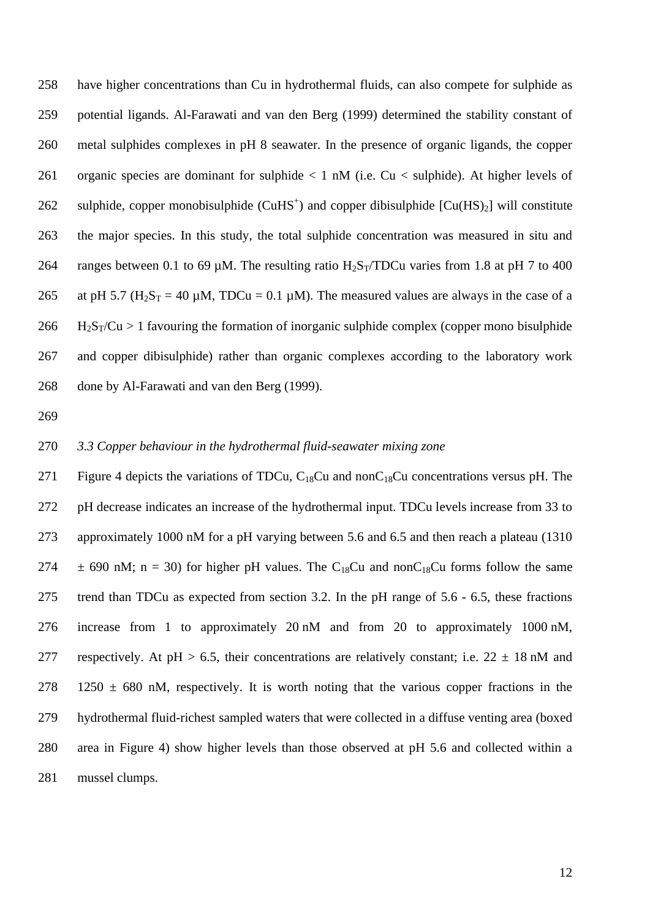have higher concentrations than Cu in hydrothermal fluids, can also compete for sulphide as potential ligands. Al-Farawati and van den Berg (1999) determined the stability constant of metal sulphides complexes in pH 8 seawater. In the presence of organic ligands, the copper organic species are dominant for sulphide < 1 nM (i.e. Cu < sulphide). At higher levels of sulphide, copper monobisulphide ($CuHS^+$) and copper dibisulphide [$Cu(HS)_2$] will constitute the major species. In this study, the total sulphide concentration was measured in situ and ranges between 0.1 to 69 µM. The resulting ratio $H_2S_T$/TDCu varies from 1.8 at pH 7 to 400 at pH 5.7 ($H_2S_T$ = 40 µM, TDCu = 0.1 µM). The measured values are always in the case of a $H_2S_T$/Cu > 1 favouring the formation of inorganic sulphide complex (copper mono bisulphide and copper dibisulphide) rather than organic complexes according to the laboratory work done by Al-Farawati and van den Berg (1999).

### *3.3 Copper behaviour in the hydrothermal fluid-seawater mixing zone*

Figure 4 depicts the variations of TDCu, $C_{18}$Cu and non$C_{18}$Cu concentrations versus pH. The pH decrease indicates an increase of the hydrothermal input. TDCu levels increase from 33 to approximately 1000 nM for a pH varying between 5.6 and 6.5 and then reach a plateau (1310 ± 690 nM; n = 30) for higher pH values. The $C_{18}$Cu and non$C_{18}$Cu forms follow the same trend than TDCu as expected from section 3.2. In the pH range of 5.6 - 6.5, these fractions increase from 1 to approximately 20 nM and from 20 to approximately 1000 nM, respectively. At pH > 6.5, their concentrations are relatively constant; i.e. 22 ± 18 nM and 1250 ± 680 nM, respectively. It is worth noting that the various copper fractions in the hydrothermal fluid-richest sampled waters that were collected in a diffuse venting area (boxed area in Figure 4) show higher levels than those observed at pH 5.6 and collected within a mussel clumps.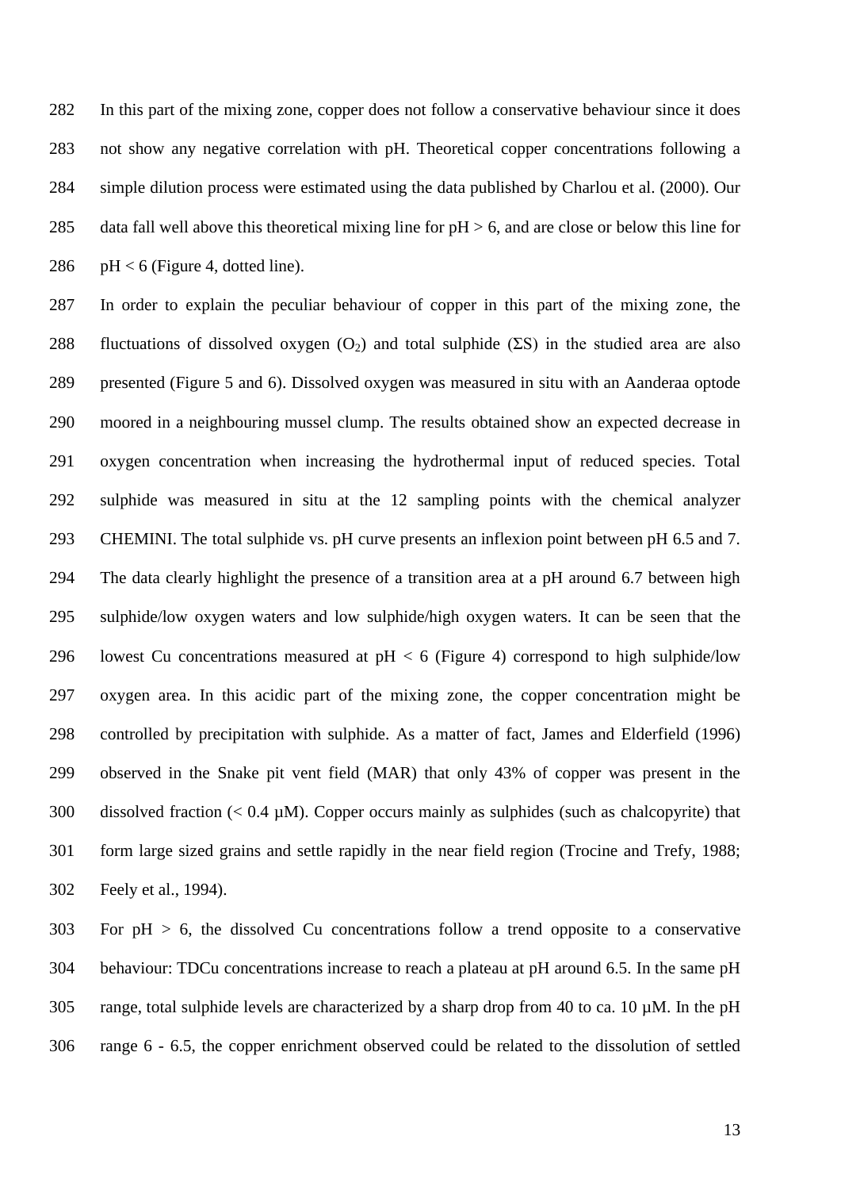In this part of the mixing zone, copper does not follow a conservative behaviour since it does not show any negative correlation with pH. Theoretical copper concentrations following a simple dilution process were estimated using the data published by Charlou et al. (2000). Our data fall well above this theoretical mixing line for pH > 6, and are close or below this line for pH < 6 (Figure 4, dotted line).

In order to explain the peculiar behaviour of copper in this part of the mixing zone, the fluctuations of dissolved oxygen ($O_2$) and total sulphide ($\Sigma S$) in the studied area are also presented (Figure 5 and 6). Dissolved oxygen was measured in situ with an Aanderaa optode moored in a neighbouring mussel clump. The results obtained show an expected decrease in oxygen concentration when increasing the hydrothermal input of reduced species. Total sulphide was measured in situ at the 12 sampling points with the chemical analyzer CHEMINI. The total sulphide vs. pH curve presents an inflexion point between pH 6.5 and 7. The data clearly highlight the presence of a transition area at a pH around 6.7 between high sulphide/low oxygen waters and low sulphide/high oxygen waters. It can be seen that the lowest Cu concentrations measured at pH < 6 (Figure 4) correspond to high sulphide/low oxygen area. In this acidic part of the mixing zone, the copper concentration might be controlled by precipitation with sulphide. As a matter of fact, James and Elderfield (1996) observed in the Snake pit vent field (MAR) that only 43% of copper was present in the dissolved fraction (< 0.4 µM). Copper occurs mainly as sulphides (such as chalcopyrite) that form large sized grains and settle rapidly in the near field region (Trocine and Trefy, 1988; Feely et al., 1994).

For pH > 6, the dissolved Cu concentrations follow a trend opposite to a conservative behaviour: TDCu concentrations increase to reach a plateau at pH around 6.5. In the same pH range, total sulphide levels are characterized by a sharp drop from 40 to ca. 10 µM. In the pH range 6 - 6.5, the copper enrichment observed could be related to the dissolution of settled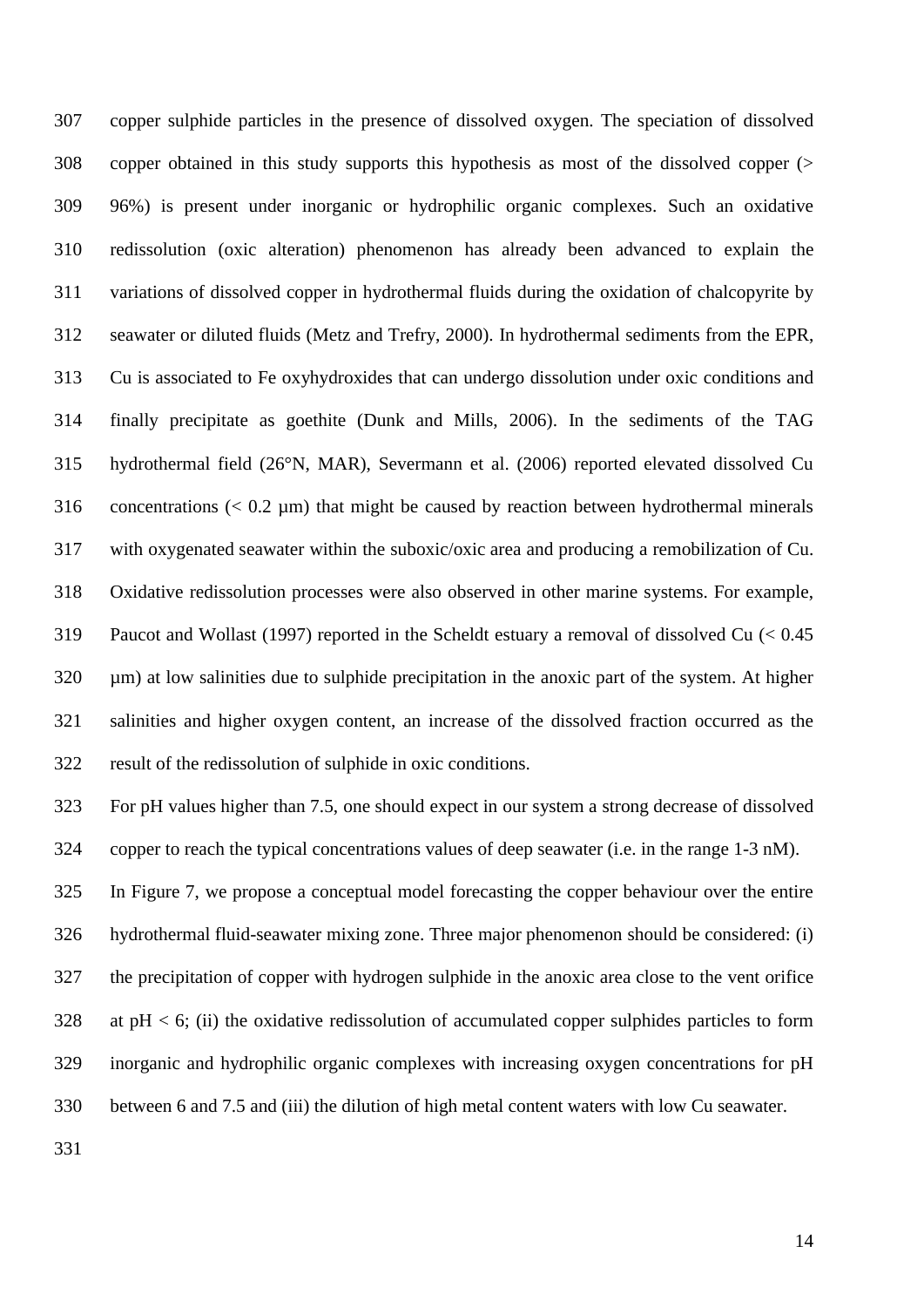copper sulphide particles in the presence of dissolved oxygen. The speciation of dissolved copper obtained in this study supports this hypothesis as most of the dissolved copper (> 96%) is present under inorganic or hydrophilic organic complexes. Such an oxidative redissolution (oxic alteration) phenomenon has already been advanced to explain the variations of dissolved copper in hydrothermal fluids during the oxidation of chalcopyrite by seawater or diluted fluids (Metz and Trefry, 2000). In hydrothermal sediments from the EPR, Cu is associated to Fe oxyhydroxides that can undergo dissolution under oxic conditions and finally precipitate as goethite (Dunk and Mills, 2006). In the sediments of the TAG hydrothermal field (26°N, MAR), Severmann et al. (2006) reported elevated dissolved Cu concentrations (< 0.2 µm) that might be caused by reaction between hydrothermal minerals with oxygenated seawater within the suboxic/oxic area and producing a remobilization of Cu. Oxidative redissolution processes were also observed in other marine systems. For example, Paucot and Wollast (1997) reported in the Scheldt estuary a removal of dissolved Cu (< 0.45 µm) at low salinities due to sulphide precipitation in the anoxic part of the system. At higher salinities and higher oxygen content, an increase of the dissolved fraction occurred as the result of the redissolution of sulphide in oxic conditions.

For pH values higher than 7.5, one should expect in our system a strong decrease of dissolved copper to reach the typical concentrations values of deep seawater (i.e. in the range 1-3 nM). In Figure 7, we propose a conceptual model forecasting the copper behaviour over the entire hydrothermal fluid-seawater mixing zone. Three major phenomenon should be considered: (i) the precipitation of copper with hydrogen sulphide in the anoxic area close to the vent orifice at pH < 6; (ii) the oxidative redissolution of accumulated copper sulphides particles to form inorganic and hydrophilic organic complexes with increasing oxygen concentrations for pH between 6 and 7.5 and (iii) the dilution of high metal content waters with low Cu seawater.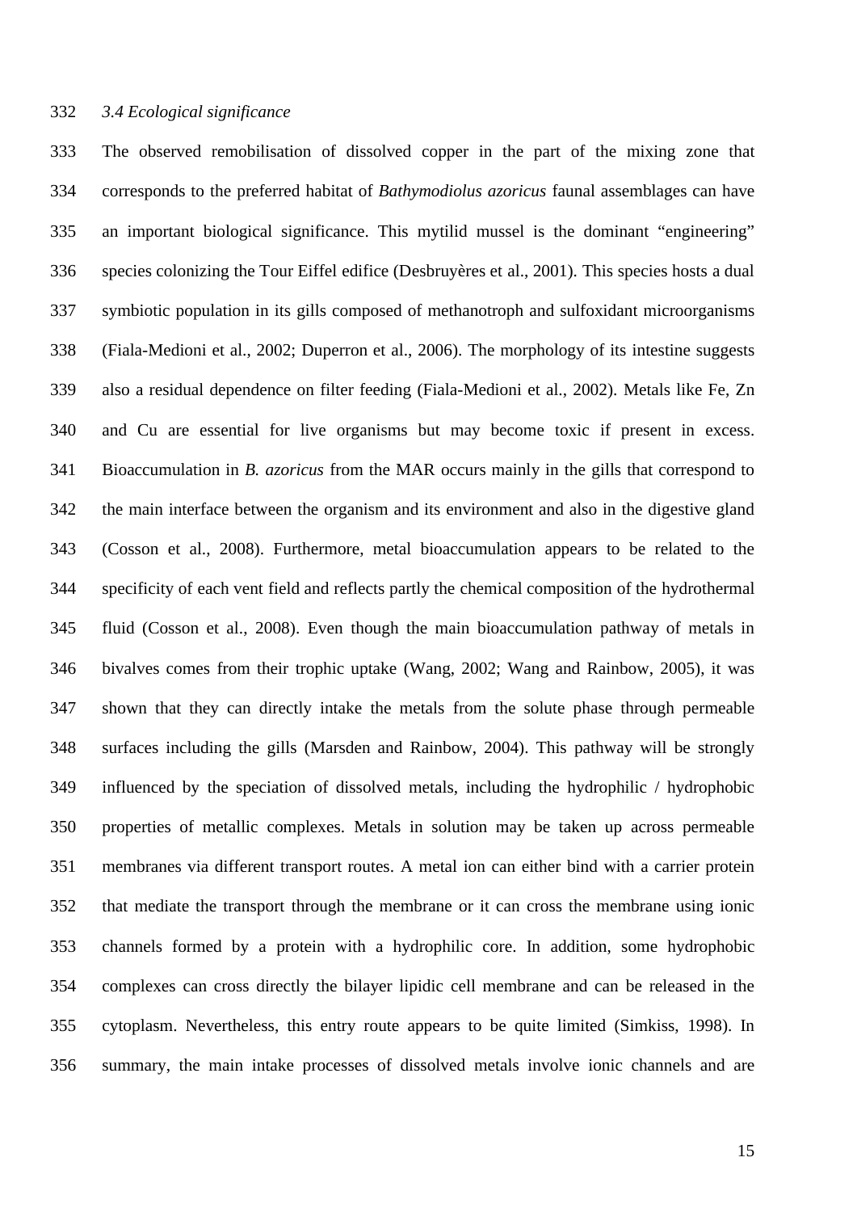### *3.4 Ecological significance*

The observed remobilisation of dissolved copper in the part of the mixing zone that corresponds to the preferred habitat of *Bathymodiolus azoricus* faunal assemblages can have an important biological significance. This mytilid mussel is the dominant "engineering" species colonizing the Tour Eiffel edifice (Desbruyères et al., 2001). This species hosts a dual symbiotic population in its gills composed of methanotroph and sulfoxidant microorganisms (Fiala-Medioni et al., 2002; Duperron et al., 2006). The morphology of its intestine suggests also a residual dependence on filter feeding (Fiala-Medioni et al., 2002). Metals like Fe, Zn and Cu are essential for live organisms but may become toxic if present in excess. Bioaccumulation in *B. azoricus* from the MAR occurs mainly in the gills that correspond to the main interface between the organism and its environment and also in the digestive gland (Cosson et al., 2008). Furthermore, metal bioaccumulation appears to be related to the specificity of each vent field and reflects partly the chemical composition of the hydrothermal fluid (Cosson et al., 2008). Even though the main bioaccumulation pathway of metals in bivalves comes from their trophic uptake (Wang, 2002; Wang and Rainbow, 2005), it was shown that they can directly intake the metals from the solute phase through permeable surfaces including the gills (Marsden and Rainbow, 2004). This pathway will be strongly influenced by the speciation of dissolved metals, including the hydrophilic / hydrophobic properties of metallic complexes. Metals in solution may be taken up across permeable membranes via different transport routes. A metal ion can either bind with a carrier protein that mediate the transport through the membrane or it can cross the membrane using ionic channels formed by a protein with a hydrophilic core. In addition, some hydrophobic complexes can cross directly the bilayer lipidic cell membrane and can be released in the cytoplasm. Nevertheless, this entry route appears to be quite limited (Simkiss, 1998). In summary, the main intake processes of dissolved metals involve ionic channels and are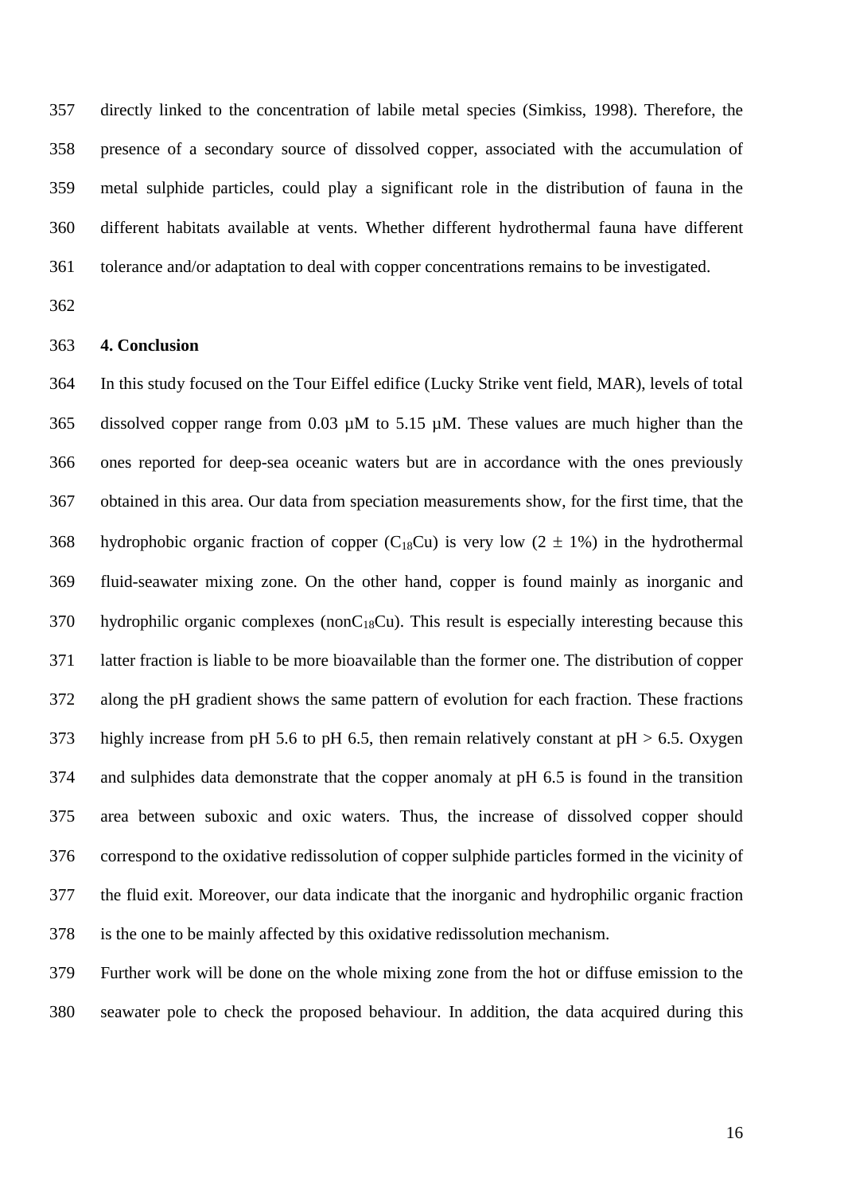directly linked to the concentration of labile metal species (Simkiss, 1998). Therefore, the presence of a secondary source of dissolved copper, associated with the accumulation of metal sulphide particles, could play a significant role in the distribution of fauna in the different habitats available at vents. Whether different hydrothermal fauna have different tolerance and/or adaptation to deal with copper concentrations remains to be investigated.

## 4. Conclusion

In this study focused on the Tour Eiffel edifice (Lucky Strike vent field, MAR), levels of total dissolved copper range from 0.03 µM to 5.15 µM. These values are much higher than the ones reported for deep-sea oceanic waters but are in accordance with the ones previously obtained in this area. Our data from speciation measurements show, for the first time, that the hydrophobic organic fraction of copper ($C_{18}Cu$) is very low ($2 \pm 1\%$) in the hydrothermal fluid-seawater mixing zone. On the other hand, copper is found mainly as inorganic and hydrophilic organic complexes ($nonC_{18}Cu$). This result is especially interesting because this latter fraction is liable to be more bioavailable than the former one. The distribution of copper along the pH gradient shows the same pattern of evolution for each fraction. These fractions highly increase from pH 5.6 to pH 6.5, then remain relatively constant at pH > 6.5. Oxygen and sulphides data demonstrate that the copper anomaly at pH 6.5 is found in the transition area between suboxic and oxic waters. Thus, the increase of dissolved copper should correspond to the oxidative redissolution of copper sulphide particles formed in the vicinity of the fluid exit. Moreover, our data indicate that the inorganic and hydrophilic organic fraction is the one to be mainly affected by this oxidative redissolution mechanism.

Further work will be done on the whole mixing zone from the hot or diffuse emission to the seawater pole to check the proposed behaviour. In addition, the data acquired during this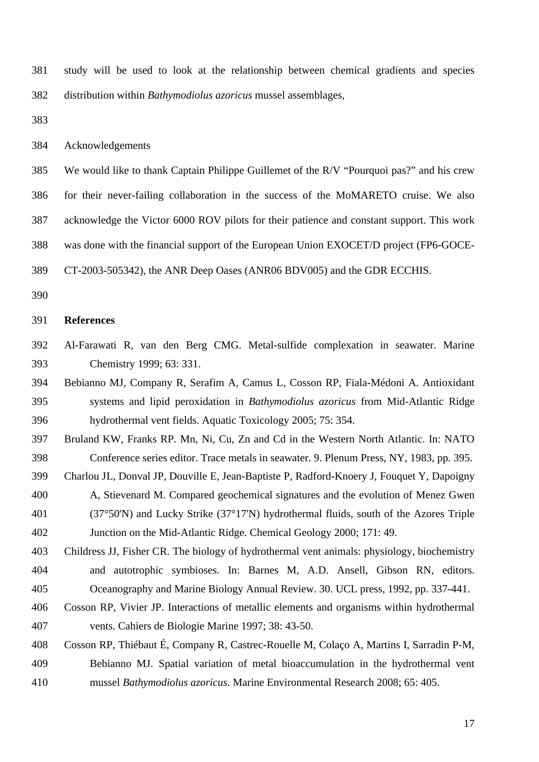study will be used to look at the relationship between chemical gradients and species distribution within *Bathymodiolus azoricus* mussel assemblages,

Acknowledgements

We would like to thank Captain Philippe Guillemet of the R/V "Pourquoi pas?" and his crew for their never-failing collaboration in the success of the MoMARETO cruise. We also acknowledge the Victor 6000 ROV pilots for their patience and constant support. This work was done with the financial support of the European Union EXOCET/D project (FP6-GOCE-CT-2003-505342), the ANR Deep Oases (ANR06 BDV005) and the GDR ECCHIS.

**References**

Al-Farawati R, van den Berg CMG. Metal-sulfide complexation in seawater. Marine Chemistry 1999; 63: 331.

Bebianno MJ, Company R, Serafim A, Camus L, Cosson RP, Fiala-Médoni A. Antioxidant systems and lipid peroxidation in *Bathymodiolus azoricus* from Mid-Atlantic Ridge hydrothermal vent fields. Aquatic Toxicology 2005; 75: 354.

Bruland KW, Franks RP. Mn, Ni, Cu, Zn and Cd in the Western North Atlantic. In: NATO Conference series editor. Trace metals in seawater. 9. Plenum Press, NY, 1983, pp. 395.

Charlou JL, Donval JP, Douville E, Jean-Baptiste P, Radford-Knoery J, Fouquet Y, Dapoigny A, Stievenard M. Compared geochemical signatures and the evolution of Menez Gwen (37°50'N) and Lucky Strike (37°17'N) hydrothermal fluids, south of the Azores Triple Junction on the Mid-Atlantic Ridge. Chemical Geology 2000; 171: 49.

Childress JJ, Fisher CR. The biology of hydrothermal vent animals: physiology, biochemistry and autotrophic symbioses. In: Barnes M, A.D. Ansell, Gibson RN, editors. Oceanography and Marine Biology Annual Review. 30. UCL press, 1992, pp. 337-441.

Cosson RP, Vivier JP. Interactions of metallic elements and organisms within hydrothermal vents. Cahiers de Biologie Marine 1997; 38: 43-50.

Cosson RP, Thiébaut É, Company R, Castrec-Rouelle M, Colaço A, Martins I, Sarradin P-M, Bebianno MJ. Spatial variation of metal bioaccumulation in the hydrothermal vent mussel *Bathymodiolus azoricus*. Marine Environmental Research 2008; 65: 405.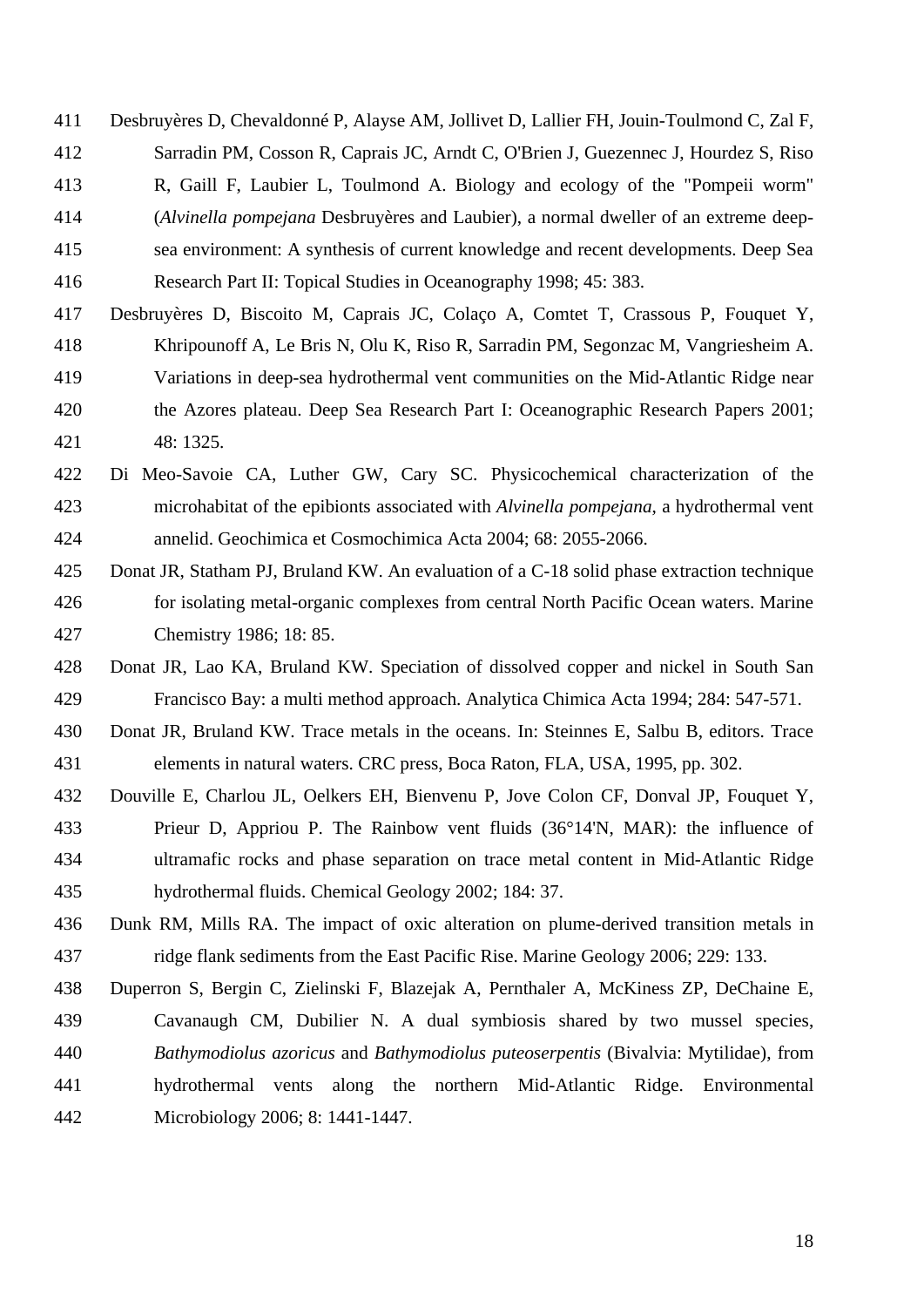Desbruyères D, Chevaldonné P, Alayse AM, Jollivet D, Lallier FH, Jouin-Toulmond C, Zal F, Sarradin PM, Cosson R, Caprais JC, Arndt C, O'Brien J, Guezennec J, Hourdez S, Riso R, Gaill F, Laubier L, Toulmond A. Biology and ecology of the "Pompeii worm" (*Alvinella pompejana* Desbruyères and Laubier), a normal dweller of an extreme deep-sea environment: A synthesis of current knowledge and recent developments. Deep Sea Research Part II: Topical Studies in Oceanography 1998; 45: 383.

Desbruyères D, Biscoito M, Caprais JC, Colaço A, Comtet T, Crassous P, Fouquet Y, Khripounoff A, Le Bris N, Olu K, Riso R, Sarradin PM, Segonzac M, Vangriesheim A. Variations in deep-sea hydrothermal vent communities on the Mid-Atlantic Ridge near the Azores plateau. Deep Sea Research Part I: Oceanographic Research Papers 2001; 48: 1325.

Di Meo-Savoie CA, Luther GW, Cary SC. Physicochemical characterization of the microhabitat of the epibionts associated with *Alvinella pompejana*, a hydrothermal vent annelid. Geochimica et Cosmochimica Acta 2004; 68: 2055-2066.

Donat JR, Statham PJ, Bruland KW. An evaluation of a C-18 solid phase extraction technique for isolating metal-organic complexes from central North Pacific Ocean waters. Marine Chemistry 1986; 18: 85.

Donat JR, Lao KA, Bruland KW. Speciation of dissolved copper and nickel in South San Francisco Bay: a multi method approach. Analytica Chimica Acta 1994; 284: 547-571.

Donat JR, Bruland KW. Trace metals in the oceans. In: Steinnes E, Salbu B, editors. Trace elements in natural waters. CRC press, Boca Raton, FLA, USA, 1995, pp. 302.

Douville E, Charlou JL, Oelkers EH, Bienvenu P, Jove Colon CF, Donval JP, Fouquet Y, Prieur D, Appriou P. The Rainbow vent fluids (36°14'N, MAR): the influence of ultramafic rocks and phase separation on trace metal content in Mid-Atlantic Ridge hydrothermal fluids. Chemical Geology 2002; 184: 37.

Dunk RM, Mills RA. The impact of oxic alteration on plume-derived transition metals in ridge flank sediments from the East Pacific Rise. Marine Geology 2006; 229: 133.

Duperron S, Bergin C, Zielinski F, Blazejak A, Pernthaler A, McKiness ZP, DeChaine E, Cavanaugh CM, Dubilier N. A dual symbiosis shared by two mussel species, *Bathymodiolus azoricus* and *Bathymodiolus puteoserpentis* (Bivalvia: Mytilidae), from hydrothermal vents along the northern Mid-Atlantic Ridge. Environmental Microbiology 2006; 8: 1441-1447.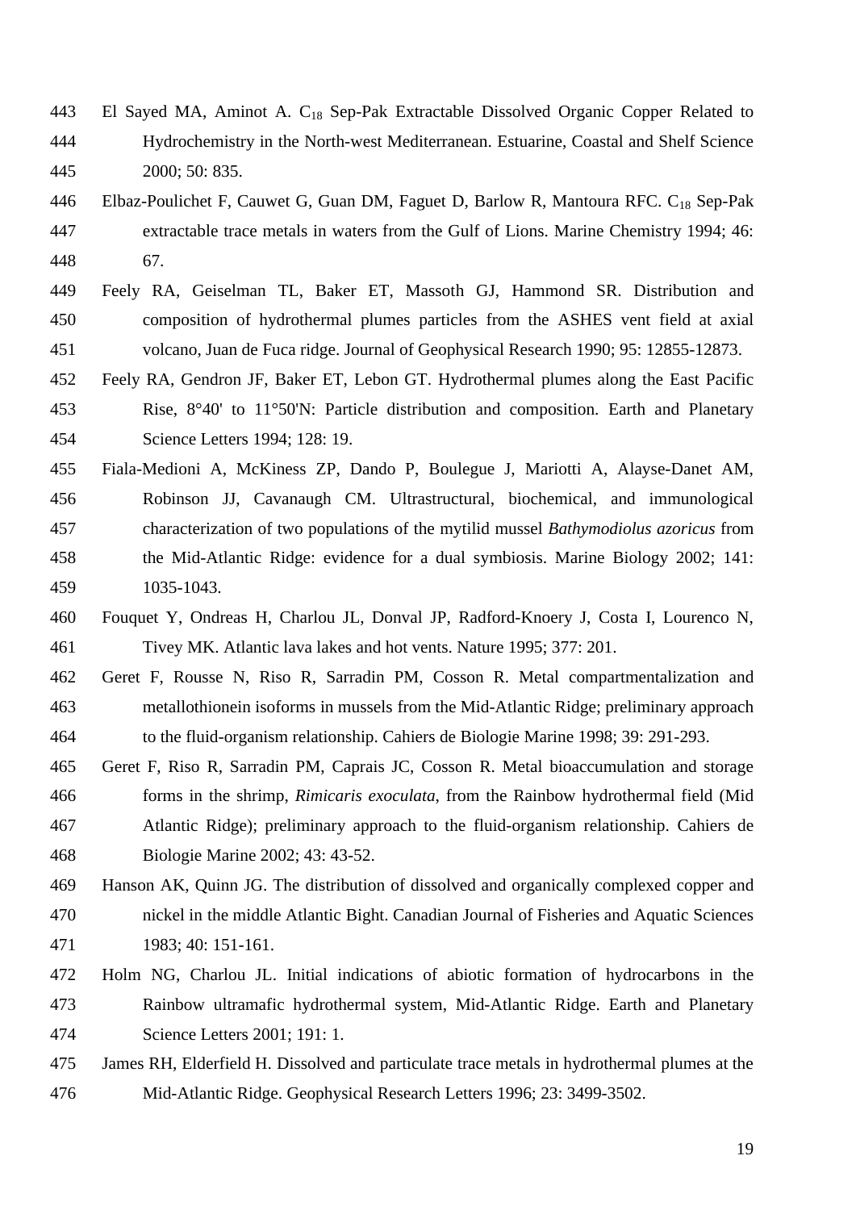El Sayed MA, Aminot A. $C_{18}$ Sep-Pak Extractable Dissolved Organic Copper Related to Hydrochemistry in the North-west Mediterranean. Estuarine, Coastal and Shelf Science 2000; 50: 835.

Elbaz-Poulichet F, Cauwet G, Guan DM, Faguet D, Barlow R, Mantoura RFC. $C_{18}$ Sep-Pak extractable trace metals in waters from the Gulf of Lions. Marine Chemistry 1994; 46: 67.

Feely RA, Geiselman TL, Baker ET, Massoth GJ, Hammond SR. Distribution and composition of hydrothermal plumes particles from the ASHES vent field at axial volcano, Juan de Fuca ridge. Journal of Geophysical Research 1990; 95: 12855-12873.

Feely RA, Gendron JF, Baker ET, Lebon GT. Hydrothermal plumes along the East Pacific Rise, 8°40' to 11°50'N: Particle distribution and composition. Earth and Planetary Science Letters 1994; 128: 19.

Fiala-Medioni A, McKiness ZP, Dando P, Boulegue J, Mariotti A, Alayse-Danet AM, Robinson JJ, Cavanaugh CM. Ultrastructural, biochemical, and immunological characterization of two populations of the mytilid mussel *Bathymodiolus azoricus* from the Mid-Atlantic Ridge: evidence for a dual symbiosis. Marine Biology 2002; 141: 1035-1043.

Fouquet Y, Ondreas H, Charlou JL, Donval JP, Radford-Knoery J, Costa I, Lourenco N, Tivey MK. Atlantic lava lakes and hot vents. Nature 1995; 377: 201.

Geret F, Rousse N, Riso R, Sarradin PM, Cosson R. Metal compartmentalization and metallothionein isoforms in mussels from the Mid-Atlantic Ridge; preliminary approach to the fluid-organism relationship. Cahiers de Biologie Marine 1998; 39: 291-293.

Geret F, Riso R, Sarradin PM, Caprais JC, Cosson R. Metal bioaccumulation and storage forms in the shrimp, *Rimicaris exoculata*, from the Rainbow hydrothermal field (Mid Atlantic Ridge); preliminary approach to the fluid-organism relationship. Cahiers de Biologie Marine 2002; 43: 43-52.

Hanson AK, Quinn JG. The distribution of dissolved and organically complexed copper and nickel in the middle Atlantic Bight. Canadian Journal of Fisheries and Aquatic Sciences 1983; 40: 151-161.

Holm NG, Charlou JL. Initial indications of abiotic formation of hydrocarbons in the Rainbow ultramafic hydrothermal system, Mid-Atlantic Ridge. Earth and Planetary Science Letters 2001; 191: 1.

James RH, Elderfield H. Dissolved and particulate trace metals in hydrothermal plumes at the Mid-Atlantic Ridge. Geophysical Research Letters 1996; 23: 3499-3502.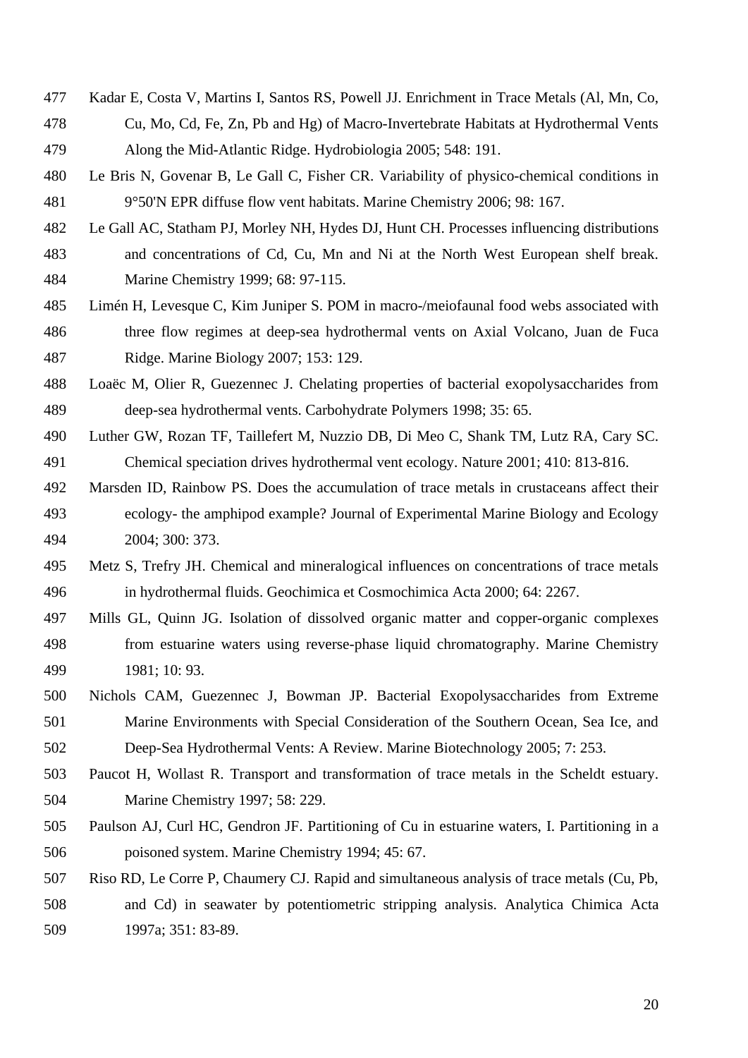Kadar E, Costa V, Martins I, Santos RS, Powell JJ. Enrichment in Trace Metals (Al, Mn, Co, Cu, Mo, Cd, Fe, Zn, Pb and Hg) of Macro-Invertebrate Habitats at Hydrothermal Vents Along the Mid-Atlantic Ridge. Hydrobiologia 2005; 548: 191.

Le Bris N, Govenar B, Le Gall C, Fisher CR. Variability of physico-chemical conditions in 9°50'N EPR diffuse flow vent habitats. Marine Chemistry 2006; 98: 167.

Le Gall AC, Statham PJ, Morley NH, Hydes DJ, Hunt CH. Processes influencing distributions and concentrations of Cd, Cu, Mn and Ni at the North West European shelf break. Marine Chemistry 1999; 68: 97-115.

Limén H, Levesque C, Kim Juniper S. POM in macro-/meiofaunal food webs associated with three flow regimes at deep-sea hydrothermal vents on Axial Volcano, Juan de Fuca Ridge. Marine Biology 2007; 153: 129.

Loaëc M, Olier R, Guezennec J. Chelating properties of bacterial exopolysaccharides from deep-sea hydrothermal vents. Carbohydrate Polymers 1998; 35: 65.

Luther GW, Rozan TF, Taillefert M, Nuzzio DB, Di Meo C, Shank TM, Lutz RA, Cary SC. Chemical speciation drives hydrothermal vent ecology. Nature 2001; 410: 813-816.

Marsden ID, Rainbow PS. Does the accumulation of trace metals in crustaceans affect their ecology- the amphipod example? Journal of Experimental Marine Biology and Ecology 2004; 300: 373.

Metz S, Trefry JH. Chemical and mineralogical influences on concentrations of trace metals in hydrothermal fluids. Geochimica et Cosmochimica Acta 2000; 64: 2267.

Mills GL, Quinn JG. Isolation of dissolved organic matter and copper-organic complexes from estuarine waters using reverse-phase liquid chromatography. Marine Chemistry 1981; 10: 93.

Nichols CAM, Guezennec J, Bowman JP. Bacterial Exopolysaccharides from Extreme Marine Environments with Special Consideration of the Southern Ocean, Sea Ice, and Deep-Sea Hydrothermal Vents: A Review. Marine Biotechnology 2005; 7: 253.

Paucot H, Wollast R. Transport and transformation of trace metals in the Scheldt estuary. Marine Chemistry 1997; 58: 229.

Paulson AJ, Curl HC, Gendron JF. Partitioning of Cu in estuarine waters, I. Partitioning in a poisoned system. Marine Chemistry 1994; 45: 67.

Riso RD, Le Corre P, Chaumery CJ. Rapid and simultaneous analysis of trace metals (Cu, Pb, and Cd) in seawater by potentiometric stripping analysis. Analytica Chimica Acta 1997a; 351: 83-89.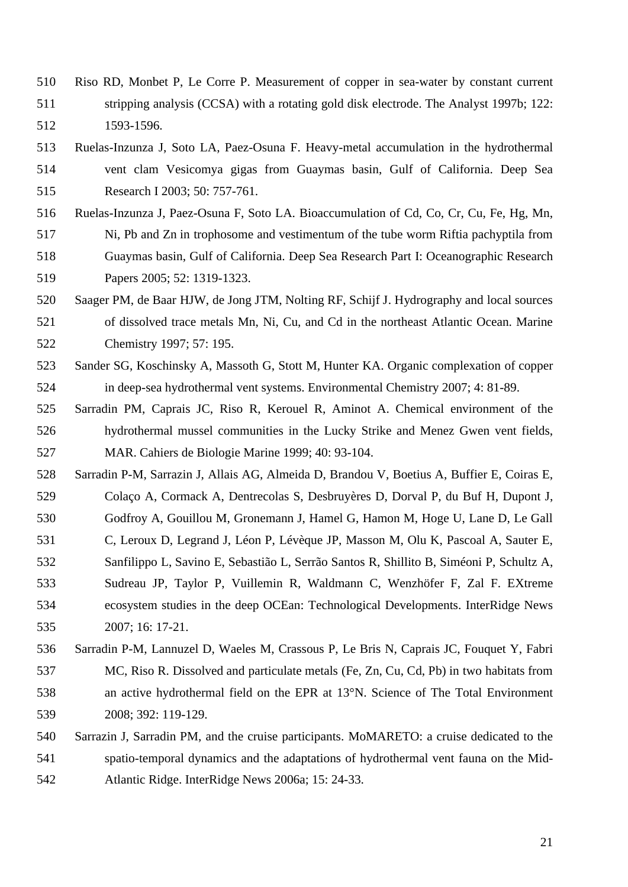Riso RD, Monbet P, Le Corre P. Measurement of copper in sea-water by constant current stripping analysis (CCSA) with a rotating gold disk electrode. The Analyst 1997b; 122: 1593-1596.

Ruelas-Inzunza J, Soto LA, Paez-Osuna F. Heavy-metal accumulation in the hydrothermal vent clam Vesicomya gigas from Guaymas basin, Gulf of California. Deep Sea Research I 2003; 50: 757-761.

Ruelas-Inzunza J, Paez-Osuna F, Soto LA. Bioaccumulation of Cd, Co, Cr, Cu, Fe, Hg, Mn, Ni, Pb and Zn in trophosome and vestimentum of the tube worm Riftia pachyptila from Guaymas basin, Gulf of California. Deep Sea Research Part I: Oceanographic Research Papers 2005; 52: 1319-1323.

Saager PM, de Baar HJW, de Jong JTM, Nolting RF, Schijf J. Hydrography and local sources of dissolved trace metals Mn, Ni, Cu, and Cd in the northeast Atlantic Ocean. Marine Chemistry 1997; 57: 195.

Sander SG, Koschinsky A, Massoth G, Stott M, Hunter KA. Organic complexation of copper in deep-sea hydrothermal vent systems. Environmental Chemistry 2007; 4: 81-89.

Sarradin PM, Caprais JC, Riso R, Kerouel R, Aminot A. Chemical environment of the hydrothermal mussel communities in the Lucky Strike and Menez Gwen vent fields, MAR. Cahiers de Biologie Marine 1999; 40: 93-104.

Sarradin P-M, Sarrazin J, Allais AG, Almeida D, Brandou V, Boetius A, Buffier E, Coiras E, Colaço A, Cormack A, Dentrecolas S, Desbruyères D, Dorval P, du Buf H, Dupont J, Godfroy A, Gouillou M, Gronemann J, Hamel G, Hamon M, Hoge U, Lane D, Le Gall C, Leroux D, Legrand J, Léon P, Lévèque JP, Masson M, Olu K, Pascoal A, Sauter E, Sanfilippo L, Savino E, Sebastião L, Serrão Santos R, Shillito B, Siméoni P, Schultz A, Sudreau JP, Taylor P, Vuillemin R, Waldmann C, Wenzhöfer F, Zal F. EXtreme ecosystem studies in the deep OCEan: Technological Developments. InterRidge News 2007; 16: 17-21.

Sarradin P-M, Lannuzel D, Waeles M, Crassous P, Le Bris N, Caprais JC, Fouquet Y, Fabri MC, Riso R. Dissolved and particulate metals (Fe, Zn, Cu, Cd, Pb) in two habitats from an active hydrothermal field on the EPR at 13°N. Science of The Total Environment 2008; 392: 119-129.

Sarrazin J, Sarradin PM, and the cruise participants. MoMARETO: a cruise dedicated to the spatio-temporal dynamics and the adaptations of hydrothermal vent fauna on the Mid-Atlantic Ridge. InterRidge News 2006a; 15: 24-33.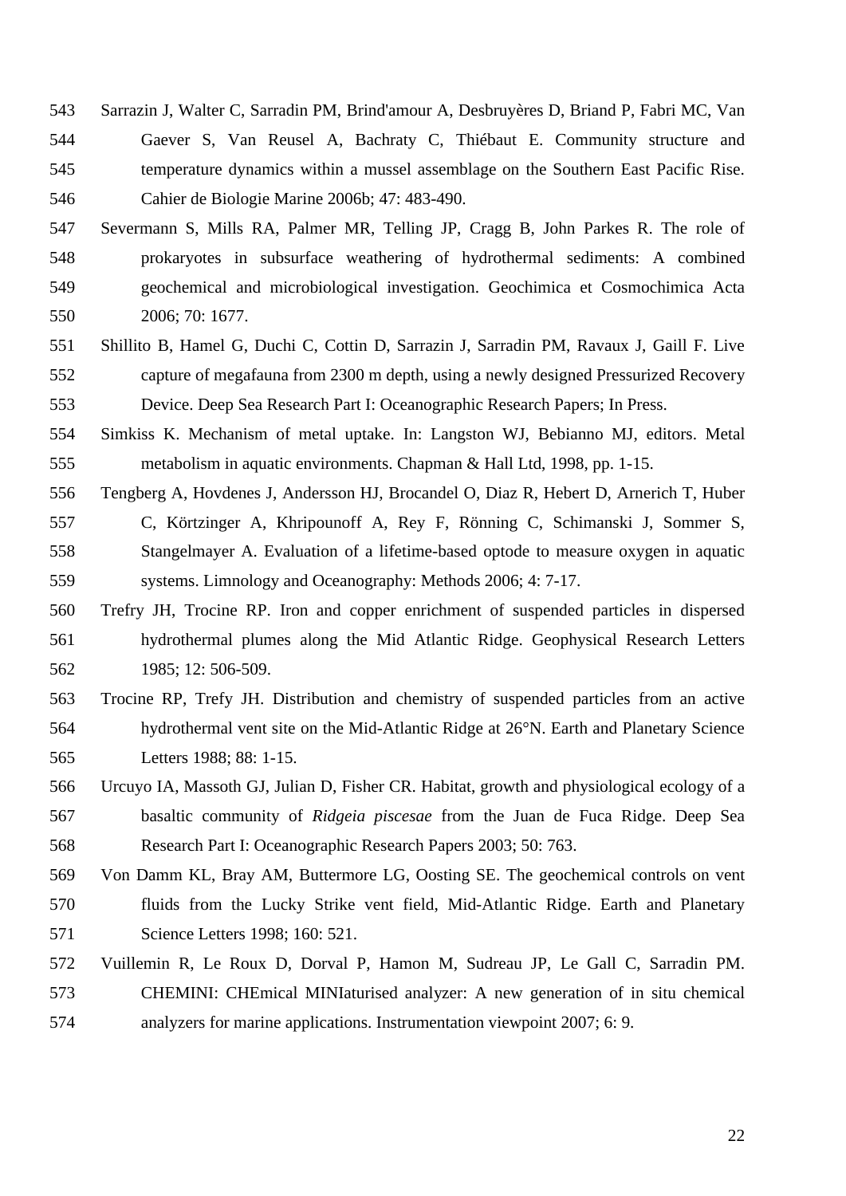Sarrazin J, Walter C, Sarradin PM, Brind'amour A, Desbruyères D, Briand P, Fabri MC, Van Gaever S, Van Reusel A, Bachraty C, Thiébaut E. Community structure and temperature dynamics within a mussel assemblage on the Southern East Pacific Rise. Cahier de Biologie Marine 2006b; 47: 483-490.

Severmann S, Mills RA, Palmer MR, Telling JP, Cragg B, John Parkes R. The role of prokaryotes in subsurface weathering of hydrothermal sediments: A combined geochemical and microbiological investigation. Geochimica et Cosmochimica Acta 2006; 70: 1677.

Shillito B, Hamel G, Duchi C, Cottin D, Sarrazin J, Sarradin PM, Ravaux J, Gaill F. Live capture of megafauna from 2300 m depth, using a newly designed Pressurized Recovery Device. Deep Sea Research Part I: Oceanographic Research Papers; In Press.

Simkiss K. Mechanism of metal uptake. In: Langston WJ, Bebianno MJ, editors. Metal metabolism in aquatic environments. Chapman & Hall Ltd, 1998, pp. 1-15.

Tengberg A, Hovdenes J, Andersson HJ, Brocandel O, Diaz R, Hebert D, Arnerich T, Huber C, Körtzinger A, Khripounoff A, Rey F, Rönning C, Schimanski J, Sommer S, Stangelmayer A. Evaluation of a lifetime-based optode to measure oxygen in aquatic systems. Limnology and Oceanography: Methods 2006; 4: 7-17.

Trefry JH, Trocine RP. Iron and copper enrichment of suspended particles in dispersed hydrothermal plumes along the Mid Atlantic Ridge. Geophysical Research Letters 1985; 12: 506-509.

Trocine RP, Trefy JH. Distribution and chemistry of suspended particles from an active hydrothermal vent site on the Mid-Atlantic Ridge at 26°N. Earth and Planetary Science Letters 1988; 88: 1-15.

Urcuyo IA, Massoth GJ, Julian D, Fisher CR. Habitat, growth and physiological ecology of a basaltic community of *Ridgeia piscesae* from the Juan de Fuca Ridge. Deep Sea Research Part I: Oceanographic Research Papers 2003; 50: 763.

Von Damm KL, Bray AM, Buttermore LG, Oosting SE. The geochemical controls on vent fluids from the Lucky Strike vent field, Mid-Atlantic Ridge. Earth and Planetary Science Letters 1998; 160: 521.

Vuillemin R, Le Roux D, Dorval P, Hamon M, Sudreau JP, Le Gall C, Sarradin PM. CHEMINI: CHEmical MINIaturised analyzer: A new generation of in situ chemical analyzers for marine applications. Instrumentation viewpoint 2007; 6: 9.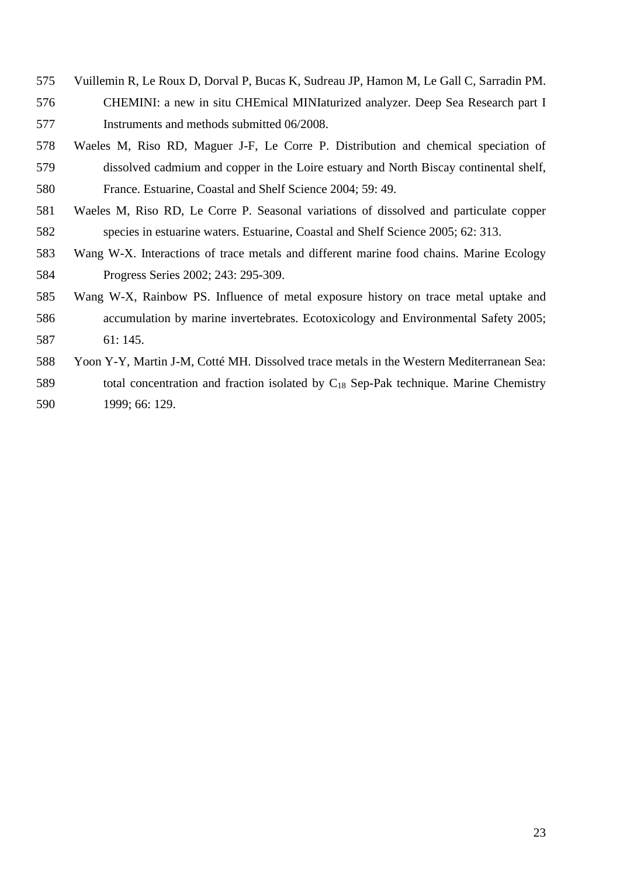Vuillemin R, Le Roux D, Dorval P, Bucas K, Sudreau JP, Hamon M, Le Gall C, Sarradin PM. CHEMINI: a new in situ CHEmical MINIaturized analyzer. Deep Sea Research part I Instruments and methods submitted 06/2008.

Waeles M, Riso RD, Maguer J-F, Le Corre P. Distribution and chemical speciation of dissolved cadmium and copper in the Loire estuary and North Biscay continental shelf, France. Estuarine, Coastal and Shelf Science 2004; 59: 49.

Waeles M, Riso RD, Le Corre P. Seasonal variations of dissolved and particulate copper species in estuarine waters. Estuarine, Coastal and Shelf Science 2005; 62: 313.

Wang W-X. Interactions of trace metals and different marine food chains. Marine Ecology Progress Series 2002; 243: 295-309.

Wang W-X, Rainbow PS. Influence of metal exposure history on trace metal uptake and accumulation by marine invertebrates. Ecotoxicology and Environmental Safety 2005; 61: 145.

Yoon Y-Y, Martin J-M, Cotté MH. Dissolved trace metals in the Western Mediterranean Sea: total concentration and fraction isolated by $C_{18}$ Sep-Pak technique. Marine Chemistry 1999; 66: 129.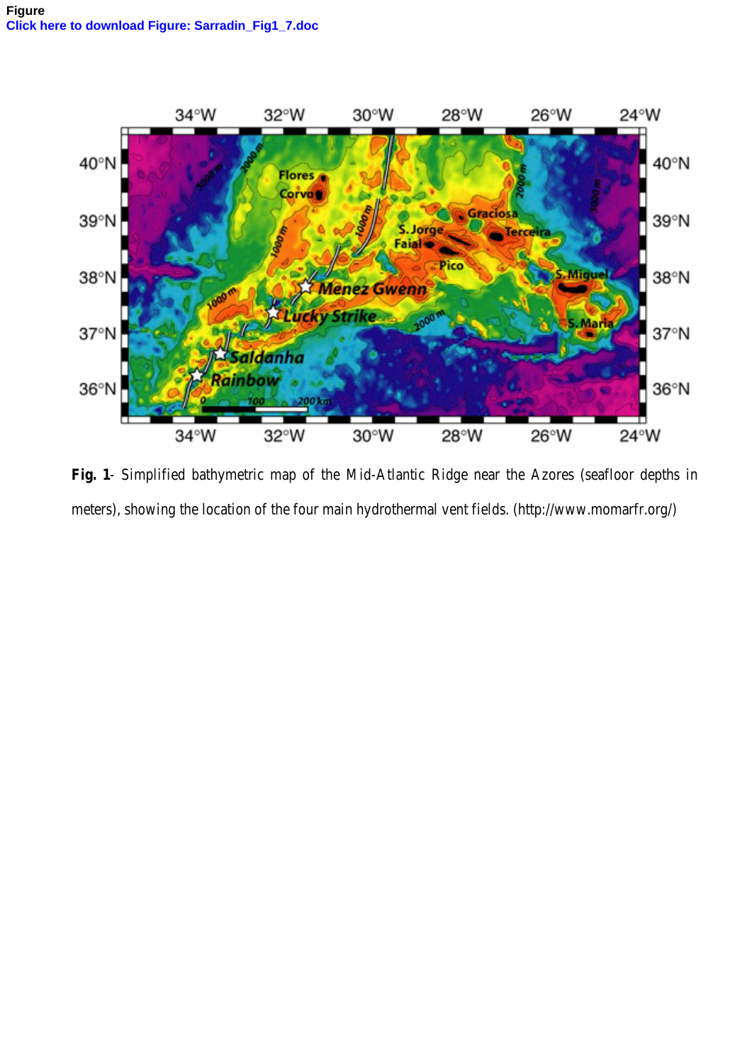Figure
Click here to download Figure: Sarradin_Fig1_7.doc

**Fig. 1**- Simplified bathymetric map of the Mid-Atlantic Ridge near the Azores (seafloor depths in meters), showing the location of the four main hydrothermal vent fields. (http://www.momarfr.org/)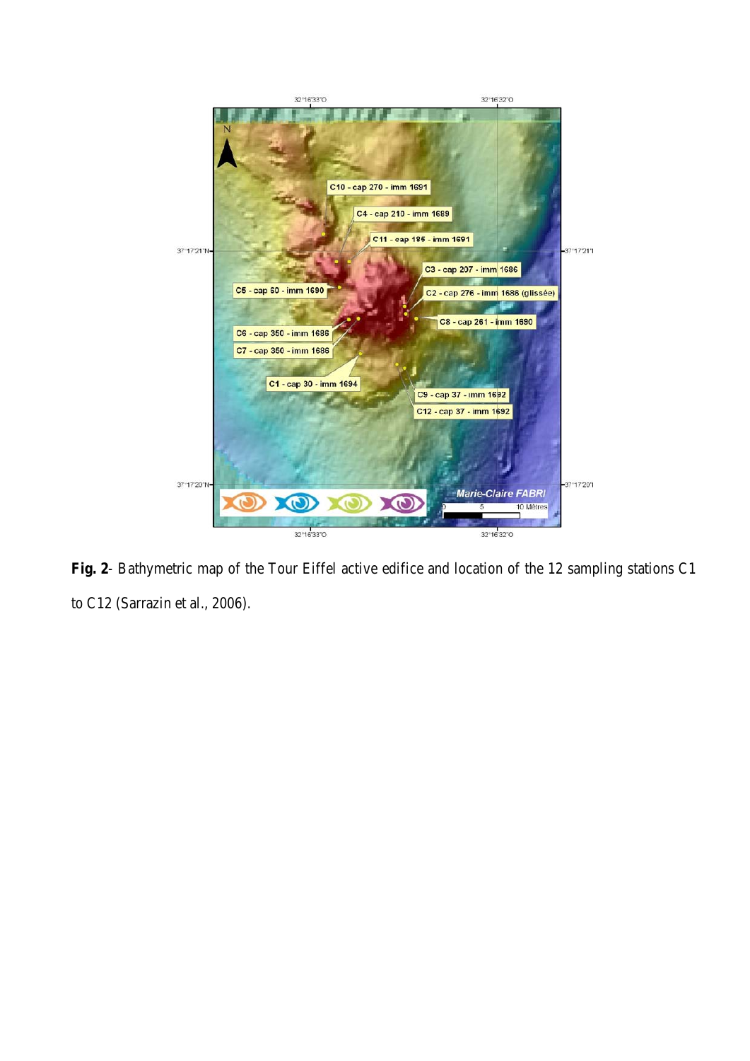**Fig. 2**- Bathymetric map of the Tour Eiffel active edifice and location of the 12 sampling stations C1 to C12 (Sarrazin et al., 2006).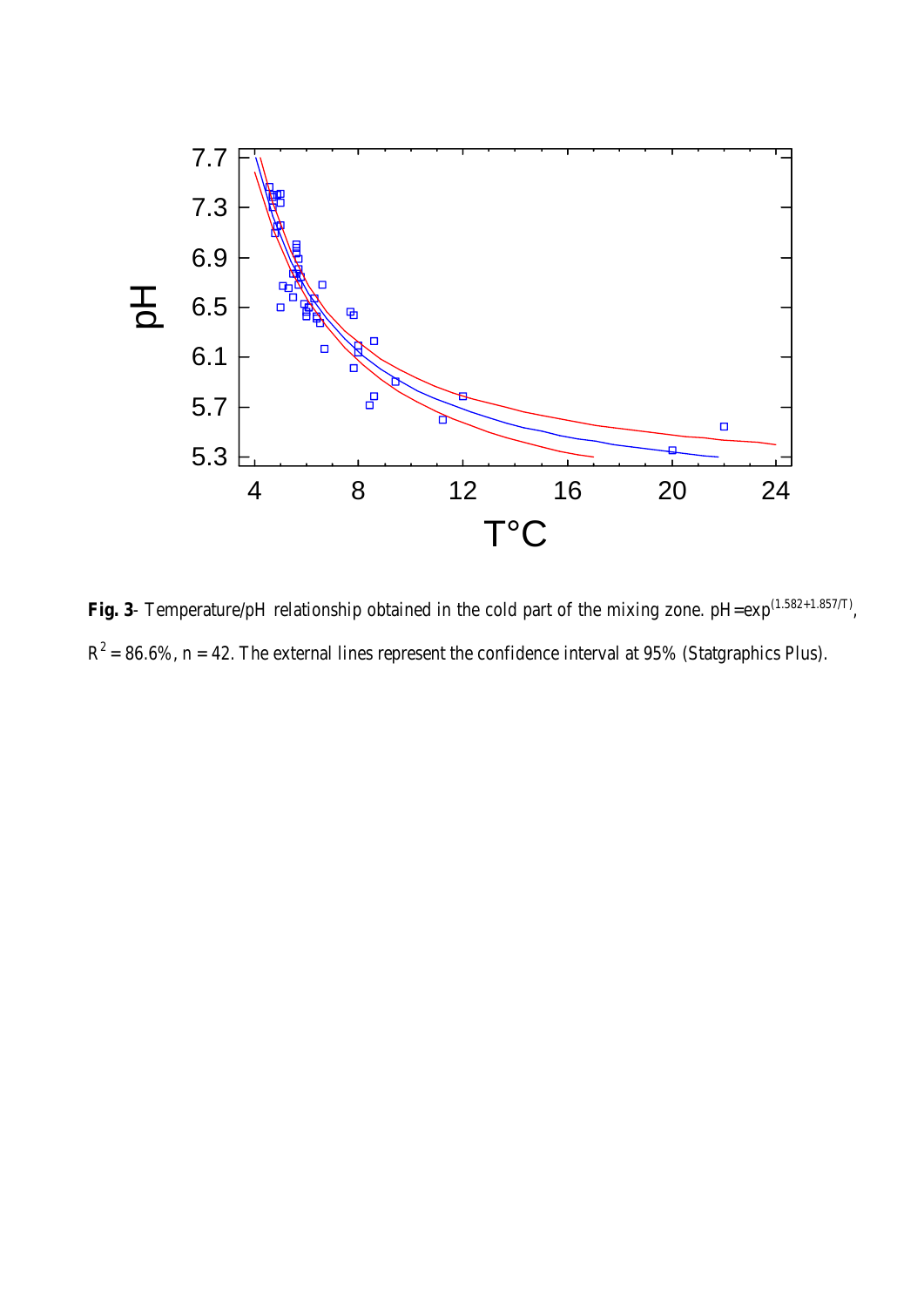**Fig. 3**- Temperature/pH relationship obtained in the cold part of the mixing zone. $pH = \exp^{(1.582+1.857/T)}$, $R^2 = 86.6\%$, n = 42. The external lines represent the confidence interval at 95% (Statgraphics Plus).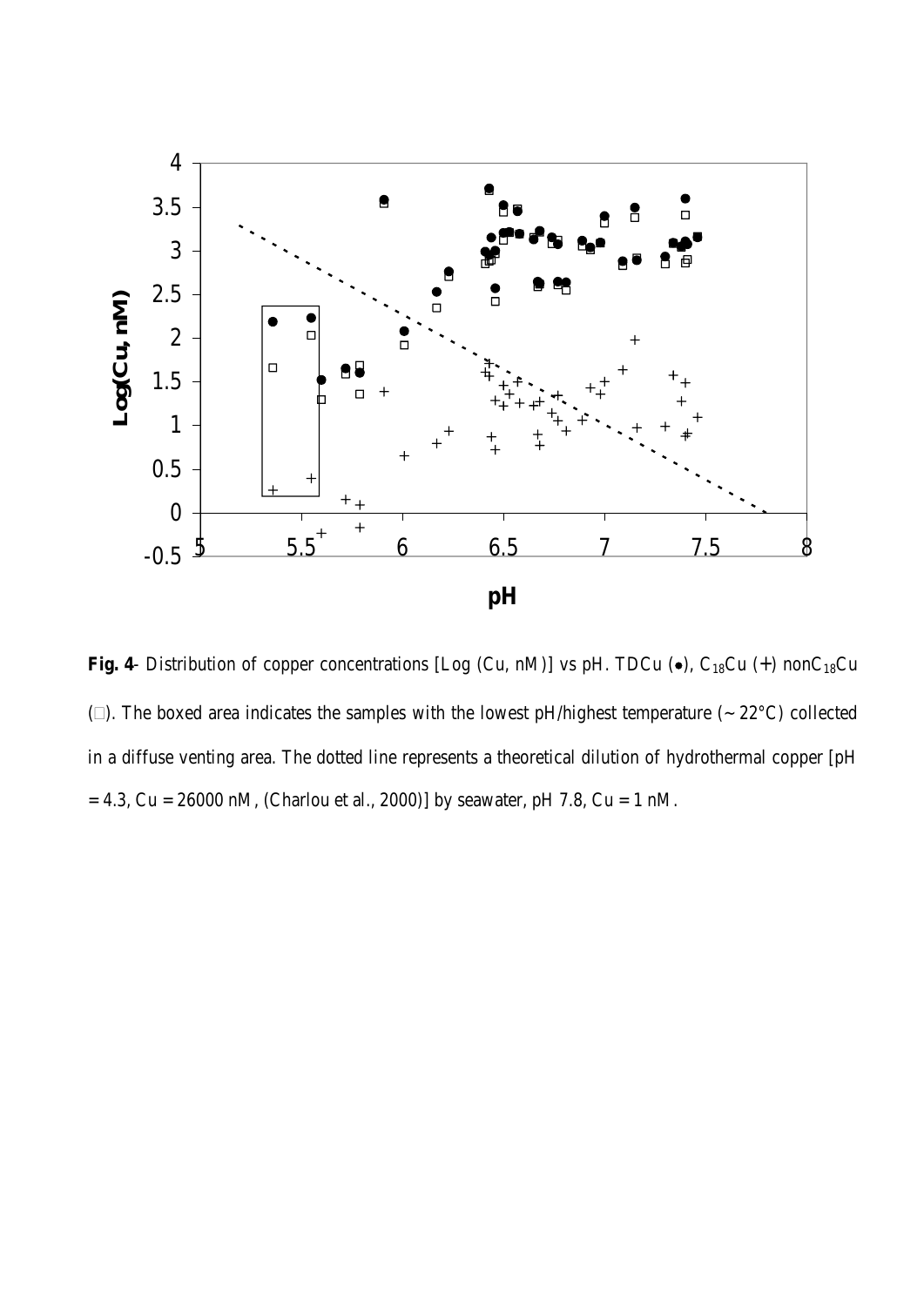**Fig. 4**- Distribution of copper concentrations [Log (Cu, nM)] vs pH. TDCu (•), $C_{18}$Cu (+) non$C_{18}$Cu (□). The boxed area indicates the samples with the lowest pH/highest temperature (~ 22°C) collected in a diffuse venting area. The dotted line represents a theoretical dilution of hydrothermal copper [pH = 4.3, Cu = 26000 nM, (Charlou et al., 2000)] by seawater, pH 7.8, Cu = 1 nM.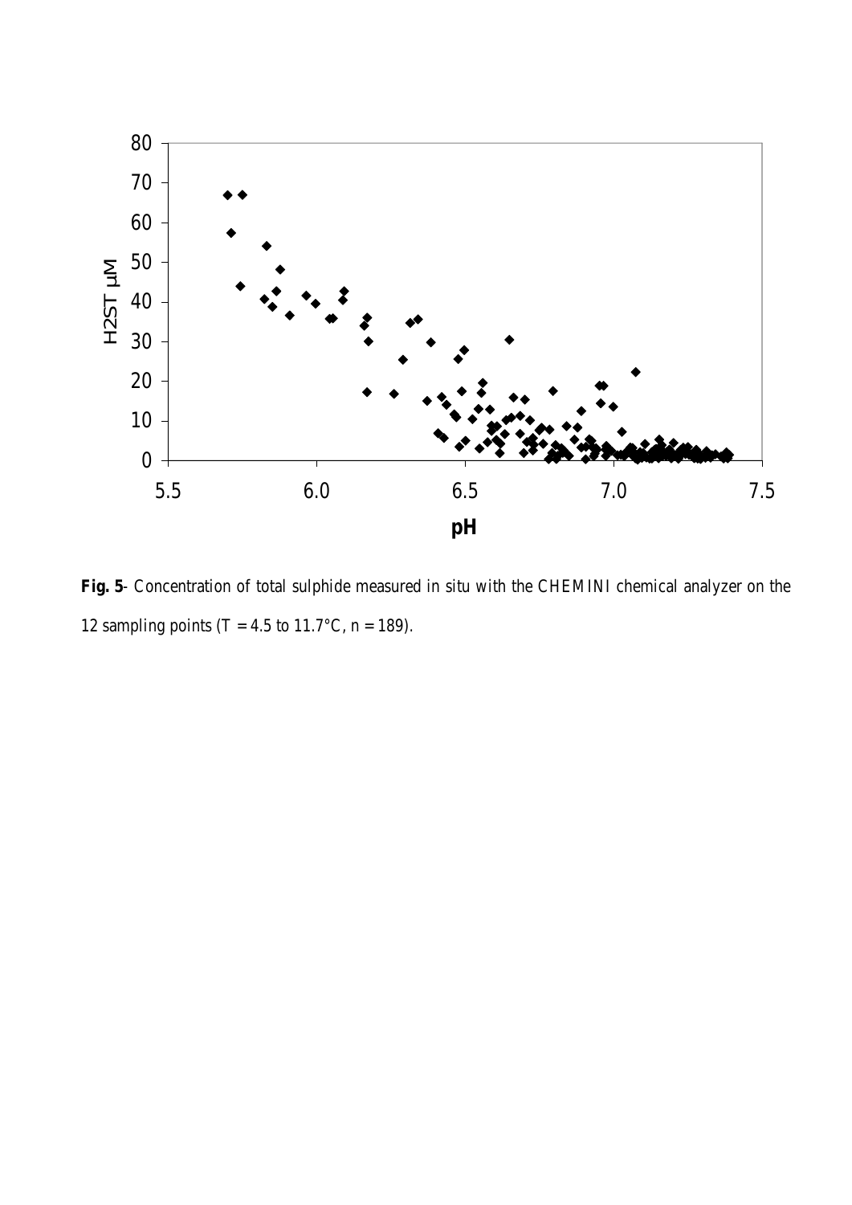**Fig. 5**- Concentration of total sulphide measured in situ with the CHEMINI chemical analyzer on the 12 sampling points (T = 4.5 to 11.7°C, n = 189).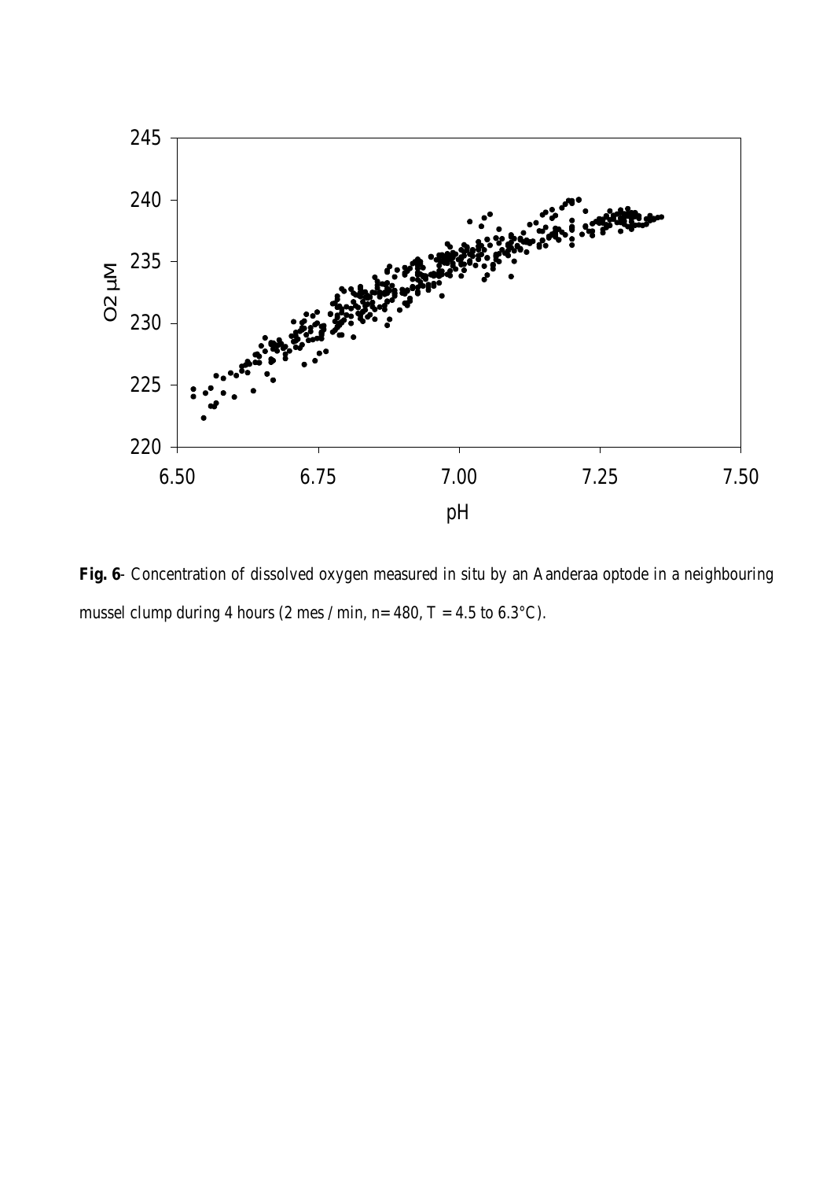**Fig. 6**- Concentration of dissolved oxygen measured in situ by an Aanderaa optode in a neighbouring mussel clump during 4 hours (2 mes / min, n= 480, T = 4.5 to 6.3°C).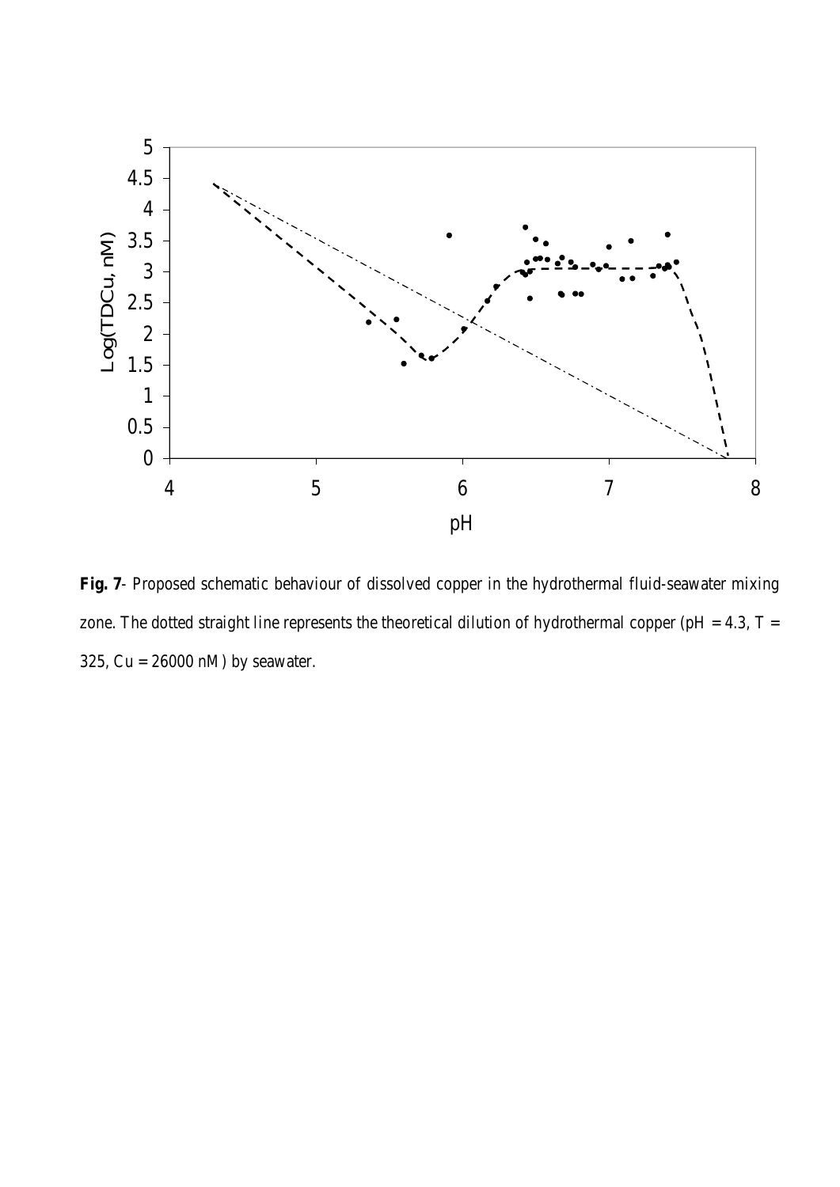**Fig. 7**- Proposed schematic behaviour of dissolved copper in the hydrothermal fluid-seawater mixing zone. The dotted straight line represents the theoretical dilution of hydrothermal copper (pH = 4.3, T = 325, Cu = 26000 nM) by seawater.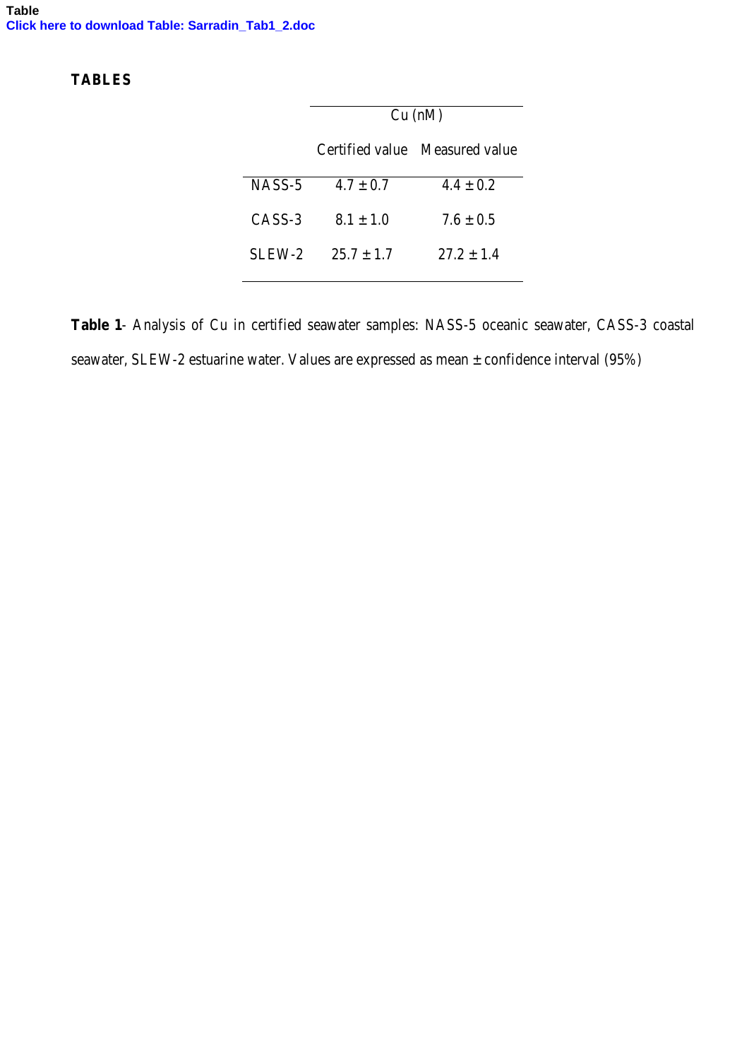Table
Click here to download Table: Sarradin_Tab1_2.doc

**TABLES**

| | Cu (nM) | |
|---|---|---|
| | Certified value | Measured value |
| NASS-5 | 4.7 ± 0.7 | 4.4 ± 0.2 |
| CASS-3 | 8.1 ± 1.0 | 7.6 ± 0.5 |
| SLEW-2 | 25.7 ± 1.7 | 27.2 ± 1.4 |

**Table 1**- Analysis of Cu in certified seawater samples: NASS-5 oceanic seawater, CASS-3 coastal seawater, SLEW-2 estuarine water. Values are expressed as mean ± confidence interval (95%)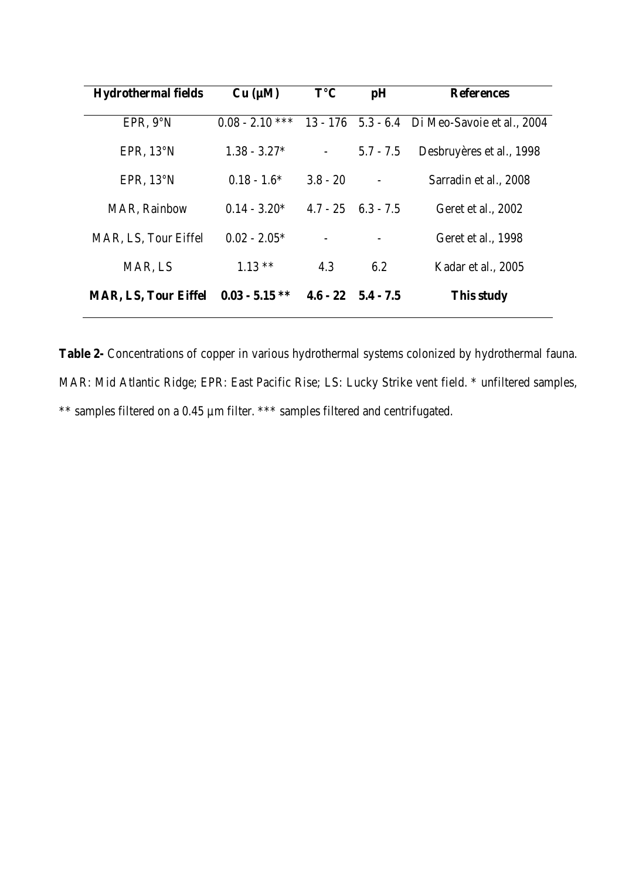| Hydrothermal fields | Cu (µM) | T°C | pH | References |
|---|---|---|---|---|
| EPR, 9°N | 0.08 - 2.10 *** | 13 - 176 | 5.3 - 6.4 | Di Meo-Savoie et al., 2004 |
| EPR, 13°N | 1.38 - 3.27* | - | 5.7 - 7.5 | Desbruyères et al., 1998 |
| EPR, 13°N | 0.18 - 1.6* | 3.8 - 20 | - | Sarradin et al., 2008 |
| MAR, Rainbow | 0.14 - 3.20* | 4.7 - 25 | 6.3 - 7.5 | Geret et al., 2002 |
| MAR, LS, Tour Eiffel | 0.02 - 2.05* | - | - | Geret et al., 1998 |
| MAR, LS | 1.13 ** | 4.3 | 6.2 | Kadar et al., 2005 |
| **MAR, LS, Tour Eiffel** | **0.03 - 5.15 ****  | **4.6 - 22** | **5.4 - 7.5** | **This study** |

**Table 2-** Concentrations of copper in various hydrothermal systems colonized by hydrothermal fauna. MAR: Mid Atlantic Ridge; EPR: East Pacific Rise; LS: Lucky Strike vent field. * unfiltered samples, ** samples filtered on a 0.45 µm filter. *** samples filtered and centrifugated.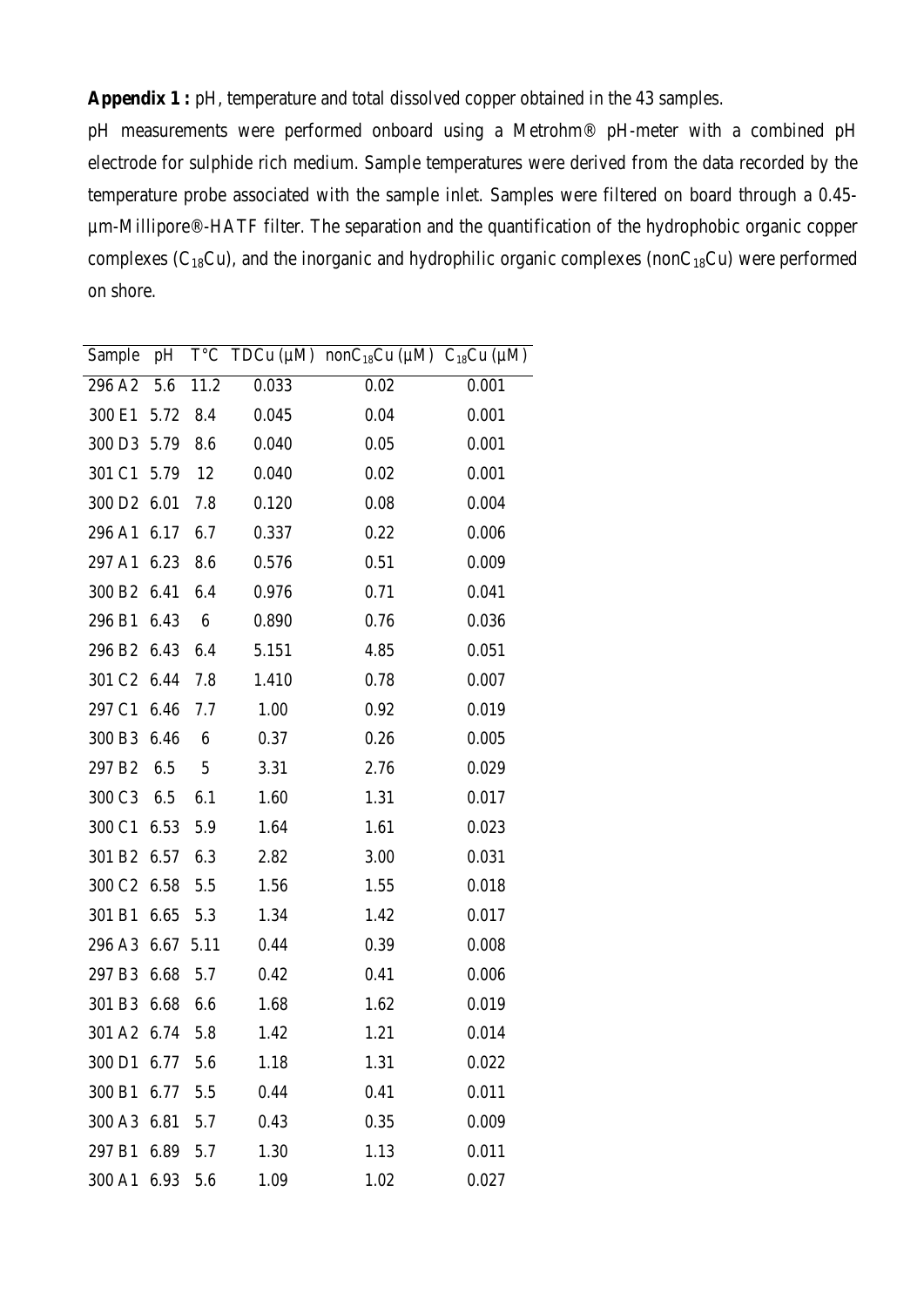**Appendix 1 :** pH, temperature and total dissolved copper obtained in the 43 samples.

pH measurements were performed onboard using a Metrohm® pH-meter with a combined pH electrode for sulphide rich medium. Sample temperatures were derived from the data recorded by the temperature probe associated with the sample inlet. Samples were filtered on board through a 0.45-µm-Millipore®-HATF filter. The separation and the quantification of the hydrophobic organic copper complexes ($C_{18}Cu$), and the inorganic and hydrophilic organic complexes ($nonC_{18}Cu$) were performed on shore.

| Sample | pH | T°C | TDCu (µM) | $nonC_{18}Cu$ (µM) | $C_{18}Cu$ (µM) |
|---|---|---|---|---|---|
| 296 A2 | 5.6 | 11.2 | 0.033 | 0.02 | 0.001 |
| 300 E1 | 5.72 | 8.4 | 0.045 | 0.04 | 0.001 |
| 300 D3 | 5.79 | 8.6 | 0.040 | 0.05 | 0.001 |
| 301 C1 | 5.79 | 12 | 0.040 | 0.02 | 0.001 |
| 300 D2 | 6.01 | 7.8 | 0.120 | 0.08 | 0.004 |
| 296 A1 | 6.17 | 6.7 | 0.337 | 0.22 | 0.006 |
| 297 A1 | 6.23 | 8.6 | 0.576 | 0.51 | 0.009 |
| 300 B2 | 6.41 | 6.4 | 0.976 | 0.71 | 0.041 |
| 296 B1 | 6.43 | 6 | 0.890 | 0.76 | 0.036 |
| 296 B2 | 6.43 | 6.4 | 5.151 | 4.85 | 0.051 |
| 301 C2 | 6.44 | 7.8 | 1.410 | 0.78 | 0.007 |
| 297 C1 | 6.46 | 7.7 | 1.00 | 0.92 | 0.019 |
| 300 B3 | 6.46 | 6 | 0.37 | 0.26 | 0.005 |
| 297 B2 | 6.5 | 5 | 3.31 | 2.76 | 0.029 |
| 300 C3 | 6.5 | 6.1 | 1.60 | 1.31 | 0.017 |
| 300 C1 | 6.53 | 5.9 | 1.64 | 1.61 | 0.023 |
| 301 B2 | 6.57 | 6.3 | 2.82 | 3.00 | 0.031 |
| 300 C2 | 6.58 | 5.5 | 1.56 | 1.55 | 0.018 |
| 301 B1 | 6.65 | 5.3 | 1.34 | 1.42 | 0.017 |
| 296 A3 | 6.67 | 5.11 | 0.44 | 0.39 | 0.008 |
| 297 B3 | 6.68 | 5.7 | 0.42 | 0.41 | 0.006 |
| 301 B3 | 6.68 | 6.6 | 1.68 | 1.62 | 0.019 |
| 301 A2 | 6.74 | 5.8 | 1.42 | 1.21 | 0.014 |
| 300 D1 | 6.77 | 5.6 | 1.18 | 1.31 | 0.022 |
| 300 B1 | 6.77 | 5.5 | 0.44 | 0.41 | 0.011 |
| 300 A3 | 6.81 | 5.7 | 0.43 | 0.35 | 0.009 |
| 297 B1 | 6.89 | 5.7 | 1.30 | 1.13 | 0.011 |
| 300 A1 | 6.93 | 5.6 | 1.09 | 1.02 | 0.027 |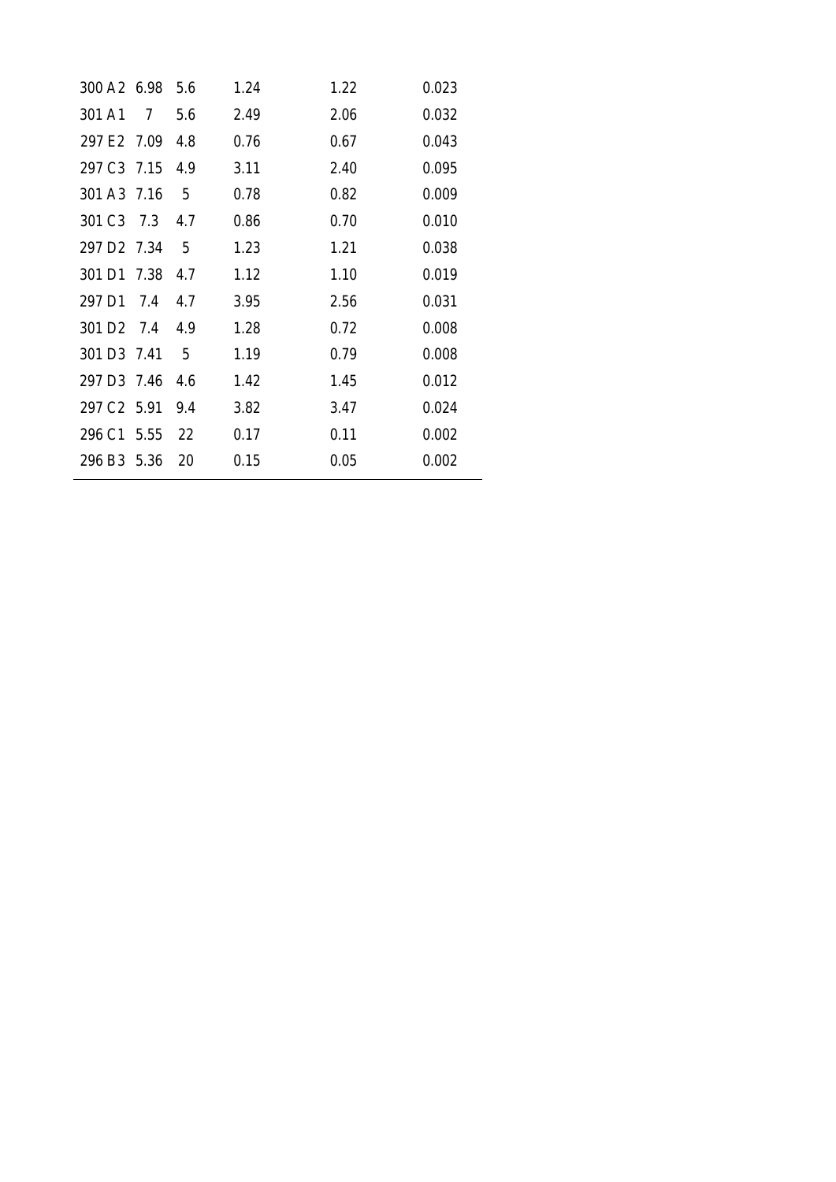| | | | | | |
|---|---|---|---|---|---|
| 300 A 2 | 6.98 | 5.6 | 1.24 | 1.22 | 0.023 |
| 301 A 1 | 7 | 5.6 | 2.49 | 2.06 | 0.032 |
| 297 E 2 | 7.09 | 4.8 | 0.76 | 0.67 | 0.043 |
| 297 C 3 | 7.15 | 4.9 | 3.11 | 2.40 | 0.095 |
| 301 A 3 | 7.16 | 5 | 0.78 | 0.82 | 0.009 |
| 301 C 3 | 7.3 | 4.7 | 0.86 | 0.70 | 0.010 |
| 297 D 2 | 7.34 | 5 | 1.23 | 1.21 | 0.038 |
| 301 D 1 | 7.38 | 4.7 | 1.12 | 1.10 | 0.019 |
| 297 D 1 | 7.4 | 4.7 | 3.95 | 2.56 | 0.031 |
| 301 D 2 | 7.4 | 4.9 | 1.28 | 0.72 | 0.008 |
| 301 D 3 | 7.41 | 5 | 1.19 | 0.79 | 0.008 |
| 297 D 3 | 7.46 | 4.6 | 1.42 | 1.45 | 0.012 |
| 297 C 2 | 5.91 | 9.4 | 3.82 | 3.47 | 0.024 |
| 296 C 1 | 5.55 | 22 | 0.17 | 0.11 | 0.002 |
| 296 B 3 | 5.36 | 20 | 0.15 | 0.05 | 0.002 |